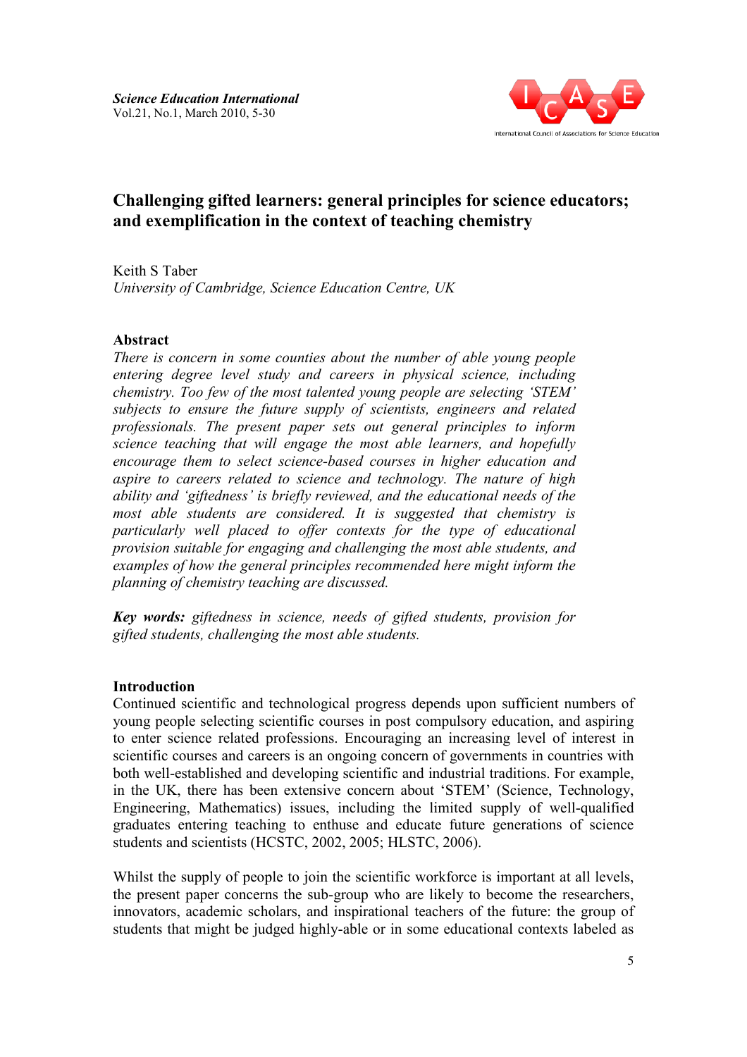# Challenging gifted learners: general principles for science educators; and exemplification in the context of teaching chemistry

Keith S Taber

*University of Cambridge, Science Education Centre, UK*

## Abstract

*There is concern in some counties about the number of able young people entering degree level study and careers in physical science, including chemistry. Too few of the most talented young people are selecting 'STEM' subjects to ensure the future supply of scientists, engineers and related professionals. The present paper sets out general principles to inform science teaching that will engage the most able learners, and hopefully encourage them to select science-based courses in higher education and aspire to careers related to science and technology. The nature of high ability and 'giftedness' is briefly reviewed, and the educational needs of the most able students are considered. It is suggested that chemistry is particularly well placed to offer contexts for the type of educational provision suitable for engaging and challenging the most able students, and examples of how the general principles recommended here might inform the planning of chemistry teaching are discussed.*

***Key words:*** *giftedness in science, needs of gifted students, provision for gifted students, challenging the most able students.*

## Introduction

Continued scientific and technological progress depends upon sufficient numbers of young people selecting scientific courses in post compulsory education, and aspiring to enter science related professions. Encouraging an increasing level of interest in scientific courses and careers is an ongoing concern of governments in countries with both well-established and developing scientific and industrial traditions. For example, in the UK, there has been extensive concern about 'STEM' (Science, Technology, Engineering, Mathematics) issues, including the limited supply of well-qualified graduates entering teaching to enthuse and educate future generations of science students and scientists (HCSTC, 2002, 2005; HLSTC, 2006).

Whilst the supply of people to join the scientific workforce is important at all levels, the present paper concerns the sub-group who are likely to become the researchers, innovators, academic scholars, and inspirational teachers of the future: the group of students that might be judged highly-able or in some educational contexts labeled as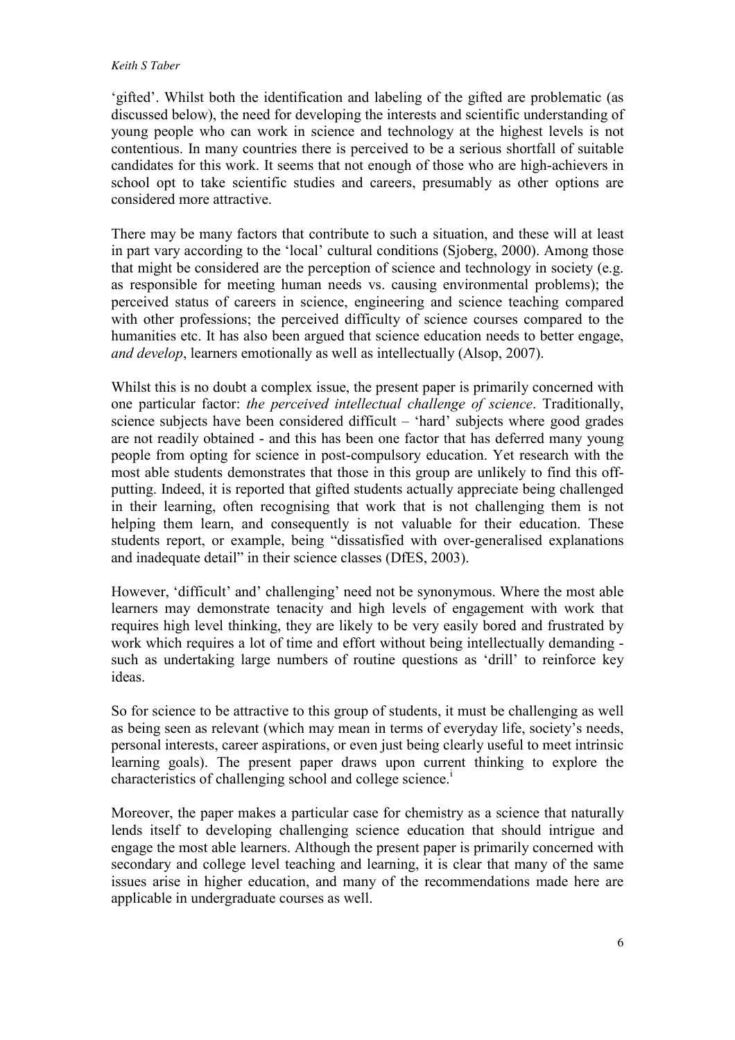'gifted'. Whilst both the identification and labeling of the gifted are problematic (as discussed below), the need for developing the interests and scientific understanding of young people who can work in science and technology at the highest levels is not contentious. In many countries there is perceived to be a serious shortfall of suitable candidates for this work. It seems that not enough of those who are high-achievers in school opt to take scientific studies and careers, presumably as other options are considered more attractive.

There may be many factors that contribute to such a situation, and these will at least in part vary according to the 'local' cultural conditions (Sjoberg, 2000). Among those that might be considered are the perception of science and technology in society (e.g. as responsible for meeting human needs vs. causing environmental problems); the perceived status of careers in science, engineering and science teaching compared with other professions; the perceived difficulty of science courses compared to the humanities etc. It has also been argued that science education needs to better engage, *and develop*, learners emotionally as well as intellectually (Alsop, 2007).

Whilst this is no doubt a complex issue, the present paper is primarily concerned with one particular factor: *the perceived intellectual challenge of science*. Traditionally, science subjects have been considered difficult – 'hard' subjects where good grades are not readily obtained - and this has been one factor that has deferred many young people from opting for science in post-compulsory education. Yet research with the most able students demonstrates that those in this group are unlikely to find this off-putting. Indeed, it is reported that gifted students actually appreciate being challenged in their learning, often recognising that work that is not challenging them is not helping them learn, and consequently is not valuable for their education. These students report, or example, being "dissatisfied with over-generalised explanations and inadequate detail" in their science classes (DfES, 2003).

However, 'difficult' and' challenging' need not be synonymous. Where the most able learners may demonstrate tenacity and high levels of engagement with work that requires high level thinking, they are likely to be very easily bored and frustrated by work which requires a lot of time and effort without being intellectually demanding - such as undertaking large numbers of routine questions as 'drill' to reinforce key ideas.

So for science to be attractive to this group of students, it must be challenging as well as being seen as relevant (which may mean in terms of everyday life, society's needs, personal interests, career aspirations, or even just being clearly useful to meet intrinsic learning goals). The present paper draws upon current thinking to explore the characteristics of challenging school and college science.[i]

Moreover, the paper makes a particular case for chemistry as a science that naturally lends itself to developing challenging science education that should intrigue and engage the most able learners. Although the present paper is primarily concerned with secondary and college level teaching and learning, it is clear that many of the same issues arise in higher education, and many of the recommendations made here are applicable in undergraduate courses as well.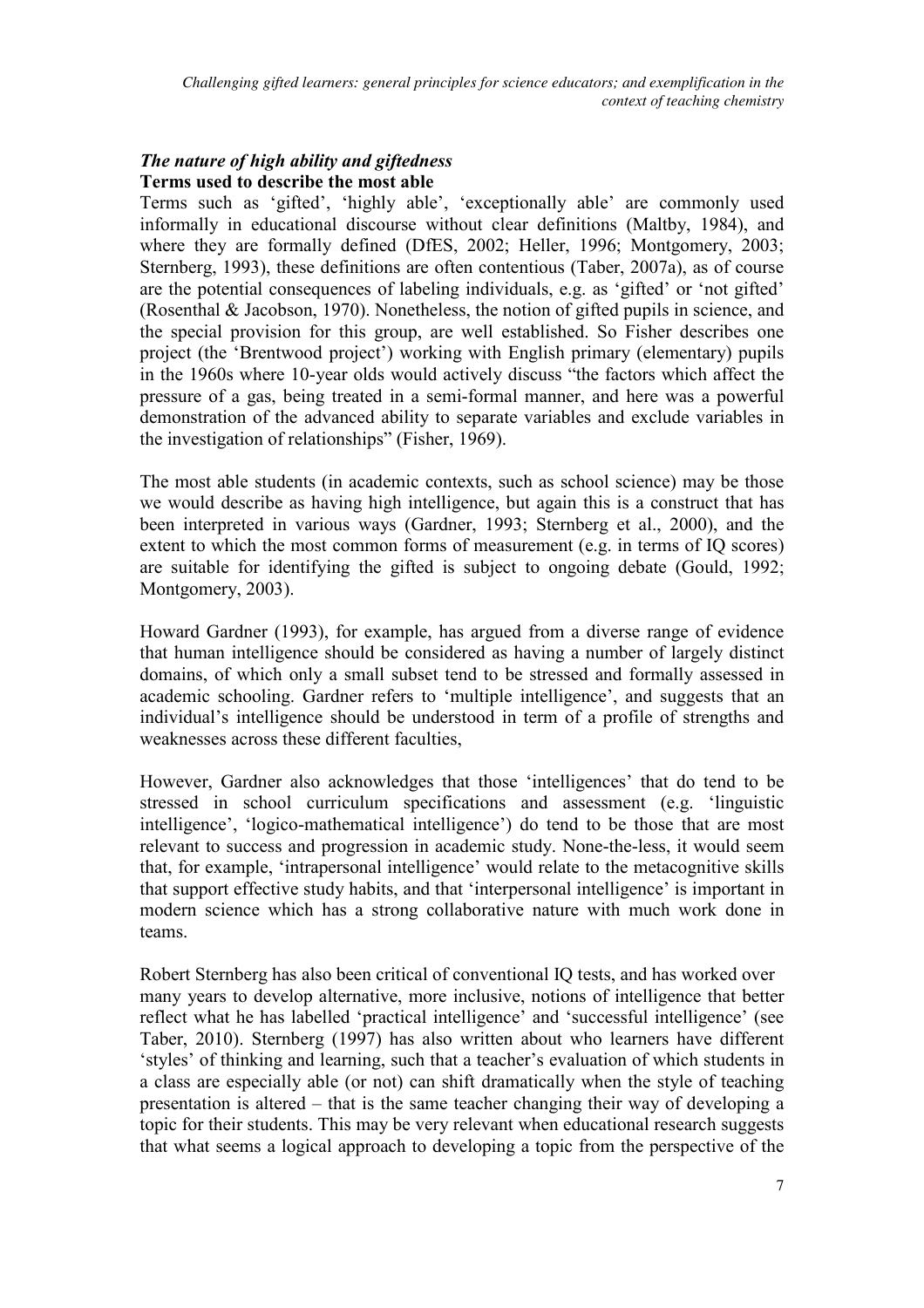### *The nature of high ability and giftedness*

**Terms used to describe the most able**

Terms such as 'gifted', 'highly able', 'exceptionally able' are commonly used informally in educational discourse without clear definitions (Maltby, 1984), and where they are formally defined (DfES, 2002; Heller, 1996; Montgomery, 2003; Sternberg, 1993), these definitions are often contentious (Taber, 2007a), as of course are the potential consequences of labeling individuals, e.g. as 'gifted' or 'not gifted' (Rosenthal & Jacobson, 1970). Nonetheless, the notion of gifted pupils in science, and the special provision for this group, are well established. So Fisher describes one project (the 'Brentwood project') working with English primary (elementary) pupils in the 1960s where 10-year olds would actively discuss "the factors which affect the pressure of a gas, being treated in a semi-formal manner, and here was a powerful demonstration of the advanced ability to separate variables and exclude variables in the investigation of relationships" (Fisher, 1969).

The most able students (in academic contexts, such as school science) may be those we would describe as having high intelligence, but again this is a construct that has been interpreted in various ways (Gardner, 1993; Sternberg et al., 2000), and the extent to which the most common forms of measurement (e.g. in terms of IQ scores) are suitable for identifying the gifted is subject to ongoing debate (Gould, 1992; Montgomery, 2003).

Howard Gardner (1993), for example, has argued from a diverse range of evidence that human intelligence should be considered as having a number of largely distinct domains, of which only a small subset tend to be stressed and formally assessed in academic schooling. Gardner refers to 'multiple intelligence', and suggests that an individual's intelligence should be understood in term of a profile of strengths and weaknesses across these different faculties,

However, Gardner also acknowledges that those 'intelligences' that do tend to be stressed in school curriculum specifications and assessment (e.g. 'linguistic intelligence', 'logico-mathematical intelligence') do tend to be those that are most relevant to success and progression in academic study. None-the-less, it would seem that, for example, 'intrapersonal intelligence' would relate to the metacognitive skills that support effective study habits, and that 'interpersonal intelligence' is important in modern science which has a strong collaborative nature with much work done in teams.

Robert Sternberg has also been critical of conventional IQ tests, and has worked over many years to develop alternative, more inclusive, notions of intelligence that better reflect what he has labelled 'practical intelligence' and 'successful intelligence' (see Taber, 2010). Sternberg (1997) has also written about who learners have different 'styles' of thinking and learning, such that a teacher's evaluation of which students in a class are especially able (or not) can shift dramatically when the style of teaching presentation is altered – that is the same teacher changing their way of developing a topic for their students. This may be very relevant when educational research suggests that what seems a logical approach to developing a topic from the perspective of the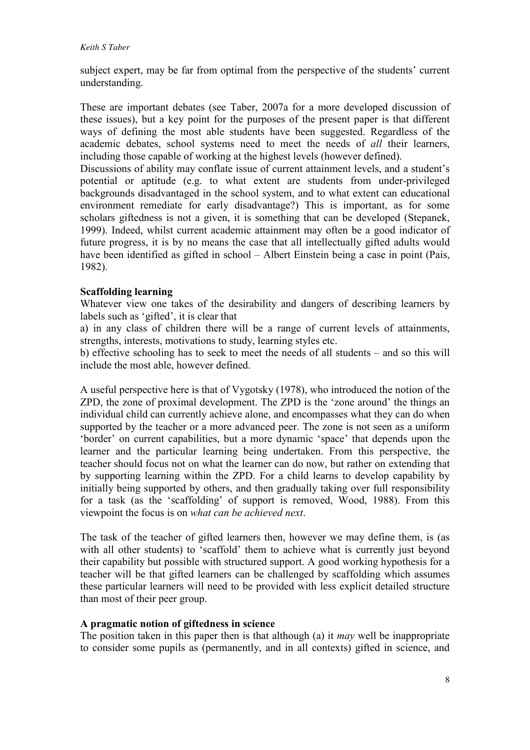subject expert, may be far from optimal from the perspective of the students' current understanding.

These are important debates (see Taber, 2007a for a more developed discussion of these issues), but a key point for the purposes of the present paper is that different ways of defining the most able students have been suggested. Regardless of the academic debates, school systems need to meet the needs of *all* their learners, including those capable of working at the highest levels (however defined).

Discussions of ability may conflate issue of current attainment levels, and a student's potential or aptitude (e.g. to what extent are students from under-privileged backgrounds disadvantaged in the school system, and to what extent can educational environment remediate for early disadvantage?) This is important, as for some scholars giftedness is not a given, it is something that can be developed (Stepanek, 1999). Indeed, whilst current academic attainment may often be a good indicator of future progress, it is by no means the case that all intellectually gifted adults would have been identified as gifted in school – Albert Einstein being a case in point (Pais, 1982).

**Scaffolding learning**

Whatever view one takes of the desirability and dangers of describing learners by labels such as 'gifted', it is clear that

a) in any class of children there will be a range of current levels of attainments, strengths, interests, motivations to study, learning styles etc.

b) effective schooling has to seek to meet the needs of all students – and so this will include the most able, however defined.

A useful perspective here is that of Vygotsky (1978), who introduced the notion of the ZPD, the zone of proximal development. The ZPD is the 'zone around' the things an individual child can currently achieve alone, and encompasses what they can do when supported by the teacher or a more advanced peer. The zone is not seen as a uniform 'border' on current capabilities, but a more dynamic 'space' that depends upon the learner and the particular learning being undertaken. From this perspective, the teacher should focus not on what the learner can do now, but rather on extending that by supporting learning within the ZPD. For a child learns to develop capability by initially being supported by others, and then gradually taking over full responsibility for a task (as the 'scaffolding' of support is removed, Wood, 1988). From this viewpoint the focus is on *what can be achieved next*.

The task of the teacher of gifted learners then, however we may define them, is (as with all other students) to 'scaffold' them to achieve what is currently just beyond their capability but possible with structured support. A good working hypothesis for a teacher will be that gifted learners can be challenged by scaffolding which assumes these particular learners will need to be provided with less explicit detailed structure than most of their peer group.

**A pragmatic notion of giftedness in science**

The position taken in this paper then is that although (a) it *may* well be inappropriate to consider some pupils as (permanently, and in all contexts) gifted in science, and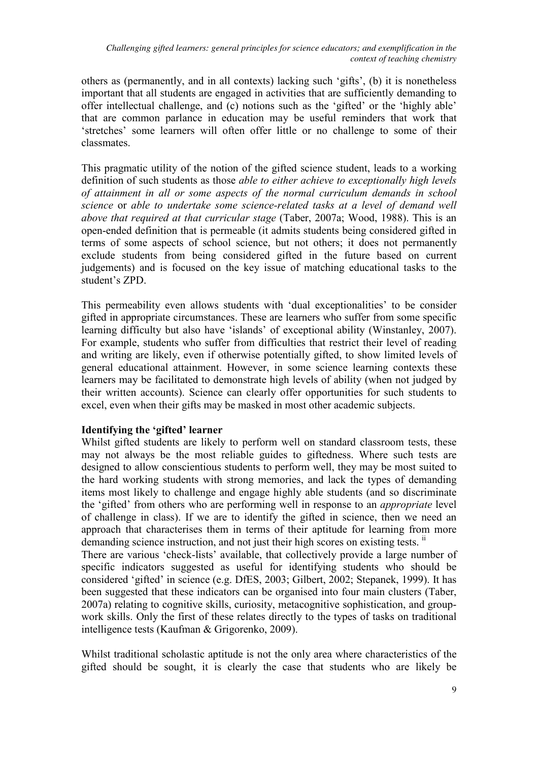others as (permanently, and in all contexts) lacking such 'gifts', (b) it is nonetheless important that all students are engaged in activities that are sufficiently demanding to offer intellectual challenge, and (c) notions such as the 'gifted' or the 'highly able' that are common parlance in education may be useful reminders that work that 'stretches' some learners will often offer little or no challenge to some of their classmates.

This pragmatic utility of the notion of the gifted science student, leads to a working definition of such students as those *able to either achieve to exceptionally high levels of attainment in all or some aspects of the normal curriculum demands in school science* or *able to undertake some science-related tasks at a level of demand well above that required at that curricular stage* (Taber, 2007a; Wood, 1988). This is an open-ended definition that is permeable (it admits students being considered gifted in terms of some aspects of school science, but not others; it does not permanently exclude students from being considered gifted in the future based on current judgements) and is focused on the key issue of matching educational tasks to the student's ZPD.

This permeability even allows students with 'dual exceptionalities' to be consider gifted in appropriate circumstances. These are learners who suffer from some specific learning difficulty but also have 'islands' of exceptional ability (Winstanley, 2007). For example, students who suffer from difficulties that restrict their level of reading and writing are likely, even if otherwise potentially gifted, to show limited levels of general educational attainment. However, in some science learning contexts these learners may be facilitated to demonstrate high levels of ability (when not judged by their written accounts). Science can clearly offer opportunities for such students to excel, even when their gifts may be masked in most other academic subjects.

**Identifying the 'gifted' learner**

Whilst gifted students are likely to perform well on standard classroom tests, these may not always be the most reliable guides to giftedness. Where such tests are designed to allow conscientious students to perform well, they may be most suited to the hard working students with strong memories, and lack the types of demanding items most likely to challenge and engage highly able students (and so discriminate the 'gifted' from others who are performing well in response to an *appropriate* level of challenge in class). If we are to identify the gifted in science, then we need an approach that characterises them in terms of their aptitude for learning from more demanding science instruction, and not just their high scores on existing tests. [ii]

There are various 'check-lists' available, that collectively provide a large number of specific indicators suggested as useful for identifying students who should be considered 'gifted' in science (e.g. DfES, 2003; Gilbert, 2002; Stepanek, 1999). It has been suggested that these indicators can be organised into four main clusters (Taber, 2007a) relating to cognitive skills, curiosity, metacognitive sophistication, and group-work skills. Only the first of these relates directly to the types of tasks on traditional intelligence tests (Kaufman & Grigorenko, 2009).

Whilst traditional scholastic aptitude is not the only area where characteristics of the gifted should be sought, it is clearly the case that students who are likely be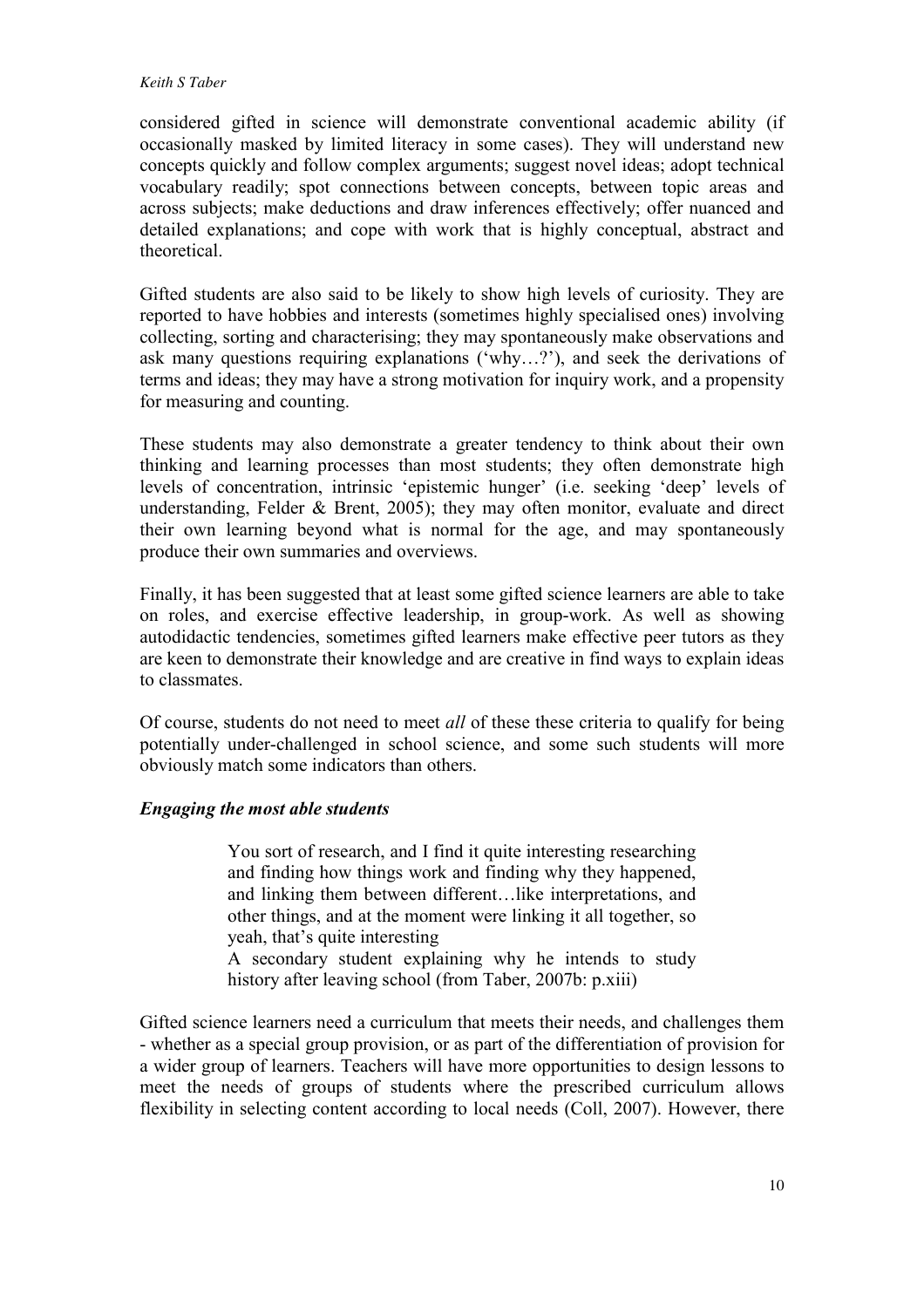considered gifted in science will demonstrate conventional academic ability (if occasionally masked by limited literacy in some cases). They will understand new concepts quickly and follow complex arguments; suggest novel ideas; adopt technical vocabulary readily; spot connections between concepts, between topic areas and across subjects; make deductions and draw inferences effectively; offer nuanced and detailed explanations; and cope with work that is highly conceptual, abstract and theoretical.

Gifted students are also said to be likely to show high levels of curiosity. They are reported to have hobbies and interests (sometimes highly specialised ones) involving collecting, sorting and characterising; they may spontaneously make observations and ask many questions requiring explanations ('why…?'), and seek the derivations of terms and ideas; they may have a strong motivation for inquiry work, and a propensity for measuring and counting.

These students may also demonstrate a greater tendency to think about their own thinking and learning processes than most students; they often demonstrate high levels of concentration, intrinsic 'epistemic hunger' (i.e. seeking 'deep' levels of understanding, Felder & Brent, 2005); they may often monitor, evaluate and direct their own learning beyond what is normal for the age, and may spontaneously produce their own summaries and overviews.

Finally, it has been suggested that at least some gifted science learners are able to take on roles, and exercise effective leadership, in group-work. As well as showing autodidactic tendencies, sometimes gifted learners make effective peer tutors as they are keen to demonstrate their knowledge and are creative in find ways to explain ideas to classmates.

Of course, students do not need to meet *all* of these these criteria to qualify for being potentially under-challenged in school science, and some such students will more obviously match some indicators than others.

### *Engaging the most able students*

> You sort of research, and I find it quite interesting researching and finding how things work and finding why they happened, and linking them between different…like interpretations, and other things, and at the moment were linking it all together, so yeah, that's quite interesting
>
> A secondary student explaining why he intends to study history after leaving school (from Taber, 2007b: p.xiii)

Gifted science learners need a curriculum that meets their needs, and challenges them - whether as a special group provision, or as part of the differentiation of provision for a wider group of learners. Teachers will have more opportunities to design lessons to meet the needs of groups of students where the prescribed curriculum allows flexibility in selecting content according to local needs (Coll, 2007). However, there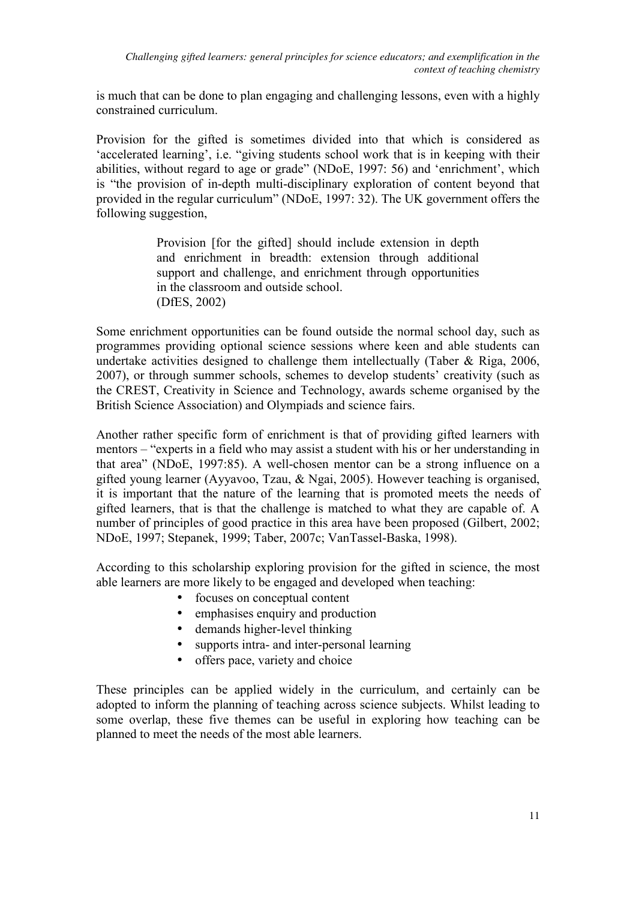is much that can be done to plan engaging and challenging lessons, even with a highly constrained curriculum.

Provision for the gifted is sometimes divided into that which is considered as 'accelerated learning', i.e. "giving students school work that is in keeping with their abilities, without regard to age or grade" (NDoE, 1997: 56) and 'enrichment', which is "the provision of in-depth multi-disciplinary exploration of content beyond that provided in the regular curriculum" (NDoE, 1997: 32). The UK government offers the following suggestion,

> Provision [for the gifted] should include extension in depth and enrichment in breadth: extension through additional support and challenge, and enrichment through opportunities in the classroom and outside school.
> (DfES, 2002)

Some enrichment opportunities can be found outside the normal school day, such as programmes providing optional science sessions where keen and able students can undertake activities designed to challenge them intellectually (Taber & Riga, 2006, 2007), or through summer schools, schemes to develop students' creativity (such as the CREST, Creativity in Science and Technology, awards scheme organised by the British Science Association) and Olympiads and science fairs.

Another rather specific form of enrichment is that of providing gifted learners with mentors – "experts in a field who may assist a student with his or her understanding in that area" (NDoE, 1997:85). A well-chosen mentor can be a strong influence on a gifted young learner (Ayyavoo, Tzau, & Ngai, 2005). However teaching is organised, it is important that the nature of the learning that is promoted meets the needs of gifted learners, that is that the challenge is matched to what they are capable of. A number of principles of good practice in this area have been proposed (Gilbert, 2002; NDoE, 1997; Stepanek, 1999; Taber, 2007c; VanTassel-Baska, 1998).

According to this scholarship exploring provision for the gifted in science, the most able learners are more likely to be engaged and developed when teaching:

- focuses on conceptual content
- emphasises enquiry and production
- demands higher-level thinking
- supports intra- and inter-personal learning
- offers pace, variety and choice

These principles can be applied widely in the curriculum, and certainly can be adopted to inform the planning of teaching across science subjects. Whilst leading to some overlap, these five themes can be useful in exploring how teaching can be planned to meet the needs of the most able learners.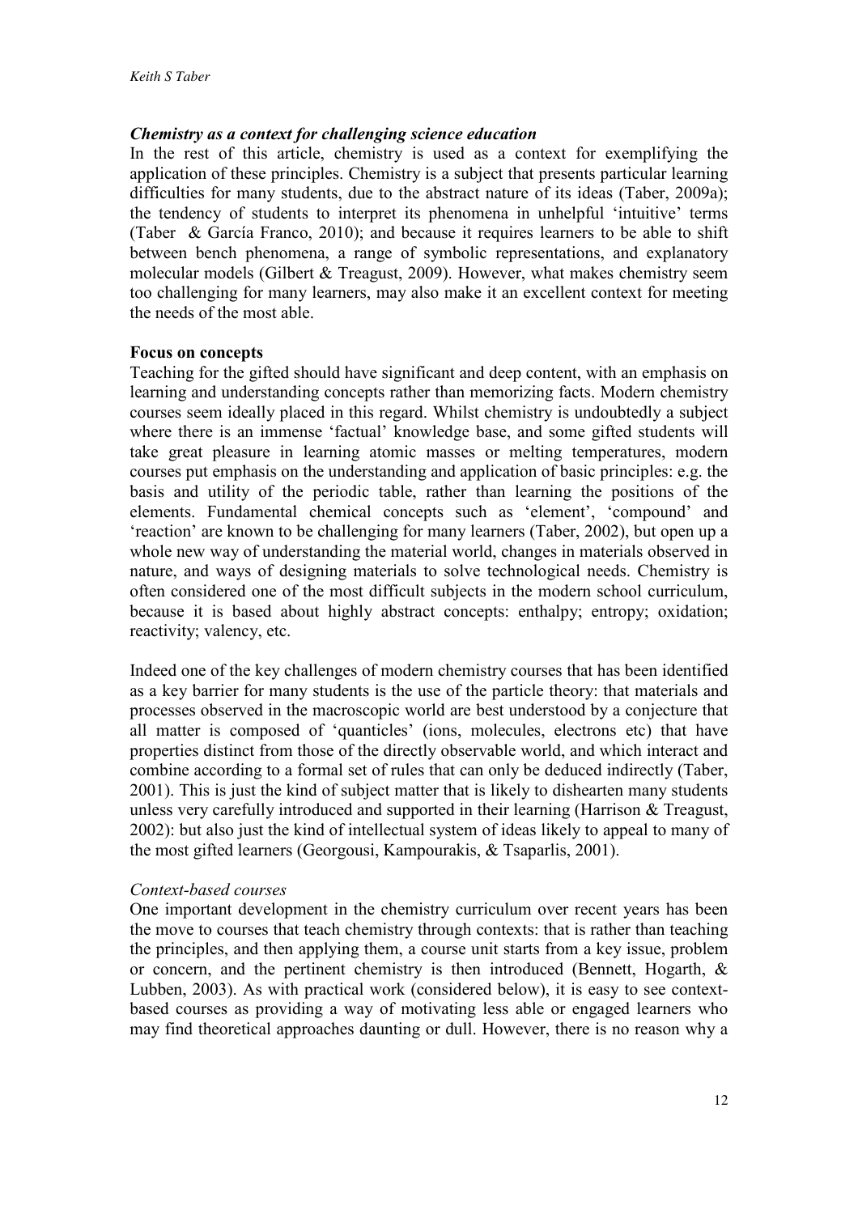### *Chemistry as a context for challenging science education*

In the rest of this article, chemistry is used as a context for exemplifying the application of these principles. Chemistry is a subject that presents particular learning difficulties for many students, due to the abstract nature of its ideas (Taber, 2009a); the tendency of students to interpret its phenomena in unhelpful 'intuitive' terms (Taber & García Franco, 2010); and because it requires learners to be able to shift between bench phenomena, a range of symbolic representations, and explanatory molecular models (Gilbert & Treagust, 2009). However, what makes chemistry seem too challenging for many learners, may also make it an excellent context for meeting the needs of the most able.

#### **Focus on concepts**

Teaching for the gifted should have significant and deep content, with an emphasis on learning and understanding concepts rather than memorizing facts. Modern chemistry courses seem ideally placed in this regard. Whilst chemistry is undoubtedly a subject where there is an immense 'factual' knowledge base, and some gifted students will take great pleasure in learning atomic masses or melting temperatures, modern courses put emphasis on the understanding and application of basic principles: e.g. the basis and utility of the periodic table, rather than learning the positions of the elements. Fundamental chemical concepts such as 'element', 'compound' and 'reaction' are known to be challenging for many learners (Taber, 2002), but open up a whole new way of understanding the material world, changes in materials observed in nature, and ways of designing materials to solve technological needs. Chemistry is often considered one of the most difficult subjects in the modern school curriculum, because it is based about highly abstract concepts: enthalpy; entropy; oxidation; reactivity; valency, etc.

Indeed one of the key challenges of modern chemistry courses that has been identified as a key barrier for many students is the use of the particle theory: that materials and processes observed in the macroscopic world are best understood by a conjecture that all matter is composed of 'quanticles' (ions, molecules, electrons etc) that have properties distinct from those of the directly observable world, and which interact and combine according to a formal set of rules that can only be deduced indirectly (Taber, 2001). This is just the kind of subject matter that is likely to dishearten many students unless very carefully introduced and supported in their learning (Harrison & Treagust, 2002): but also just the kind of intellectual system of ideas likely to appeal to many of the most gifted learners (Georgousi, Kampourakis, & Tsaparlis, 2001).

##### *Context-based courses*

One important development in the chemistry curriculum over recent years has been the move to courses that teach chemistry through contexts: that is rather than teaching the principles, and then applying them, a course unit starts from a key issue, problem or concern, and the pertinent chemistry is then introduced (Bennett, Hogarth, & Lubben, 2003). As with practical work (considered below), it is easy to see context-based courses as providing a way of motivating less able or engaged learners who may find theoretical approaches daunting or dull. However, there is no reason why a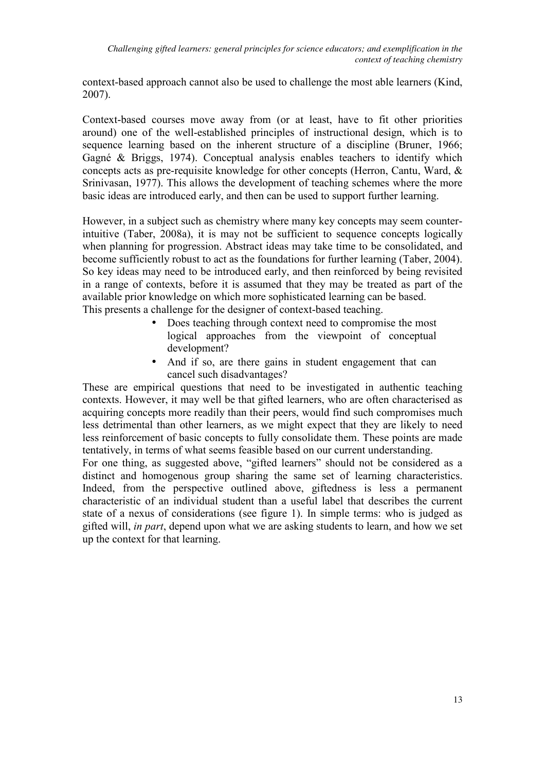context-based approach cannot also be used to challenge the most able learners (Kind, 2007).

Context-based courses move away from (or at least, have to fit other priorities around) one of the well-established principles of instructional design, which is to sequence learning based on the inherent structure of a discipline (Bruner, 1966; Gagné & Briggs, 1974). Conceptual analysis enables teachers to identify which concepts acts as pre-requisite knowledge for other concepts (Herron, Cantu, Ward, & Srinivasan, 1977). This allows the development of teaching schemes where the more basic ideas are introduced early, and then can be used to support further learning.

However, in a subject such as chemistry where many key concepts may seem counter-intuitive (Taber, 2008a), it is may not be sufficient to sequence concepts logically when planning for progression. Abstract ideas may take time to be consolidated, and become sufficiently robust to act as the foundations for further learning (Taber, 2004). So key ideas may need to be introduced early, and then reinforced by being revisited in a range of contexts, before it is assumed that they may be treated as part of the available prior knowledge on which more sophisticated learning can be based.
This presents a challenge for the designer of context-based teaching.

- Does teaching through context need to compromise the most logical approaches from the viewpoint of conceptual development?
- And if so, are there gains in student engagement that can cancel such disadvantages?

These are empirical questions that need to be investigated in authentic teaching contexts. However, it may well be that gifted learners, who are often characterised as acquiring concepts more readily than their peers, would find such compromises much less detrimental than other learners, as we might expect that they are likely to need less reinforcement of basic concepts to fully consolidate them. These points are made tentatively, in terms of what seems feasible based on our current understanding.
For one thing, as suggested above, "gifted learners" should not be considered as a distinct and homogenous group sharing the same set of learning characteristics. Indeed, from the perspective outlined above, giftedness is less a permanent characteristic of an individual student than a useful label that describes the current state of a nexus of considerations (see figure 1). In simple terms: who is judged as gifted will, *in part*, depend upon what we are asking students to learn, and how we set up the context for that learning.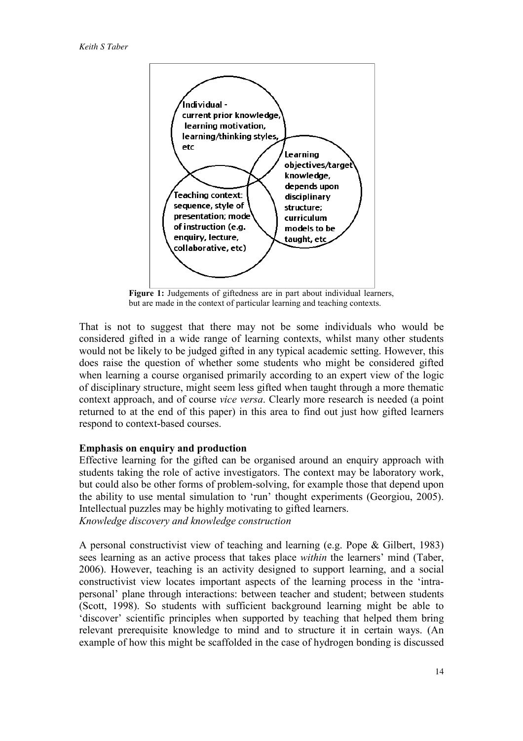Individual - current prior knowledge, learning motivation, learning/thinking styles, etc

Learning objectives/target knowledge, depends upon disciplinary structure; curriculum models to be taught, etc

Teaching context: sequence, style of presentation; mode of instruction (e.g. enquiry, lecture, collaborative, etc)

**Figure 1:** Judgements of giftedness are in part about individual learners, but are made in the context of particular learning and teaching contexts.

That is not to suggest that there may not be some individuals who would be considered gifted in a wide range of learning contexts, whilst many other students would not be likely to be judged gifted in any typical academic setting. However, this does raise the question of whether some students who might be considered gifted when learning a course organised primarily according to an expert view of the logic of disciplinary structure, might seem less gifted when taught through a more thematic context approach, and of course *vice versa*. Clearly more research is needed (a point returned to at the end of this paper) in this area to find out just how gifted learners respond to context-based courses.

## Emphasis on enquiry and production

Effective learning for the gifted can be organised around an enquiry approach with students taking the role of active investigators. The context may be laboratory work, but could also be other forms of problem-solving, for example those that depend upon the ability to use mental simulation to 'run' thought experiments (Georgiou, 2005). Intellectual puzzles may be highly motivating to gifted learners.

*Knowledge discovery and knowledge construction*

A personal constructivist view of teaching and learning (e.g. Pope & Gilbert, 1983) sees learning as an active process that takes place *within* the learners' mind (Taber, 2006). However, teaching is an activity designed to support learning, and a social constructivist view locates important aspects of the learning process in the 'intra-personal' plane through interactions: between teacher and student; between students (Scott, 1998). So students with sufficient background learning might be able to 'discover' scientific principles when supported by teaching that helped them bring relevant prerequisite knowledge to mind and to structure it in certain ways. (An example of how this might be scaffolded in the case of hydrogen bonding is discussed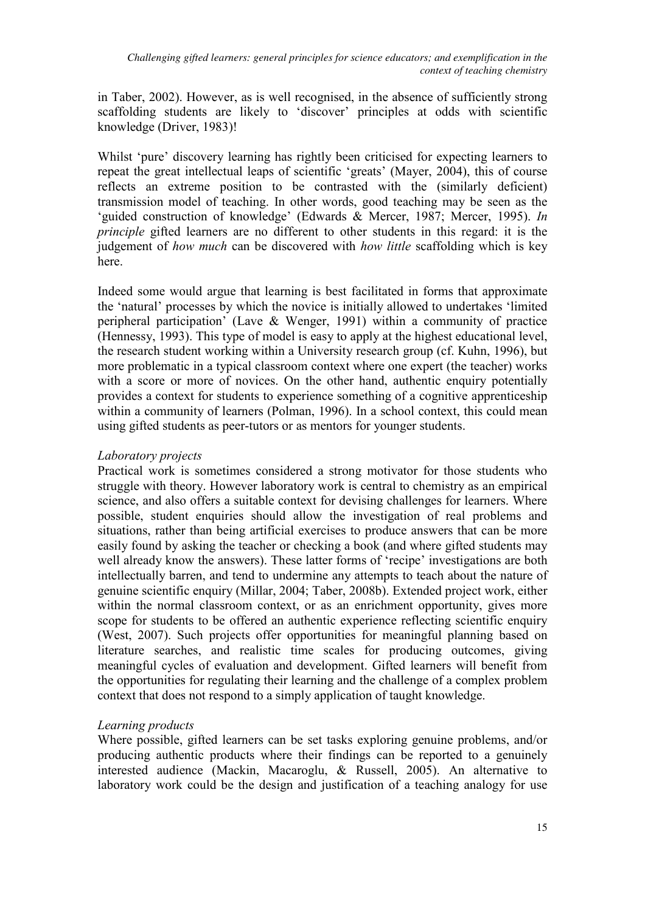in Taber, 2002). However, as is well recognised, in the absence of sufficiently strong scaffolding students are likely to 'discover' principles at odds with scientific knowledge (Driver, 1983)!

Whilst 'pure' discovery learning has rightly been criticised for expecting learners to repeat the great intellectual leaps of scientific 'greats' (Mayer, 2004), this of course reflects an extreme position to be contrasted with the (similarly deficient) transmission model of teaching. In other words, good teaching may be seen as the 'guided construction of knowledge' (Edwards & Mercer, 1987; Mercer, 1995). *In principle* gifted learners are no different to other students in this regard: it is the judgement of *how much* can be discovered with *how little* scaffolding which is key here.

Indeed some would argue that learning is best facilitated in forms that approximate the 'natural' processes by which the novice is initially allowed to undertakes 'limited peripheral participation' (Lave & Wenger, 1991) within a community of practice (Hennessy, 1993). This type of model is easy to apply at the highest educational level, the research student working within a University research group (cf. Kuhn, 1996), but more problematic in a typical classroom context where one expert (the teacher) works with a score or more of novices. On the other hand, authentic enquiry potentially provides a context for students to experience something of a cognitive apprenticeship within a community of learners (Polman, 1996). In a school context, this could mean using gifted students as peer-tutors or as mentors for younger students.

*Laboratory projects*

Practical work is sometimes considered a strong motivator for those students who struggle with theory. However laboratory work is central to chemistry as an empirical science, and also offers a suitable context for devising challenges for learners. Where possible, student enquiries should allow the investigation of real problems and situations, rather than being artificial exercises to produce answers that can be more easily found by asking the teacher or checking a book (and where gifted students may well already know the answers). These latter forms of 'recipe' investigations are both intellectually barren, and tend to undermine any attempts to teach about the nature of genuine scientific enquiry (Millar, 2004; Taber, 2008b). Extended project work, either within the normal classroom context, or as an enrichment opportunity, gives more scope for students to be offered an authentic experience reflecting scientific enquiry (West, 2007). Such projects offer opportunities for meaningful planning based on literature searches, and realistic time scales for producing outcomes, giving meaningful cycles of evaluation and development. Gifted learners will benefit from the opportunities for regulating their learning and the challenge of a complex problem context that does not respond to a simply application of taught knowledge.

*Learning products*

Where possible, gifted learners can be set tasks exploring genuine problems, and/or producing authentic products where their findings can be reported to a genuinely interested audience (Mackin, Macaroglu, & Russell, 2005). An alternative to laboratory work could be the design and justification of a teaching analogy for use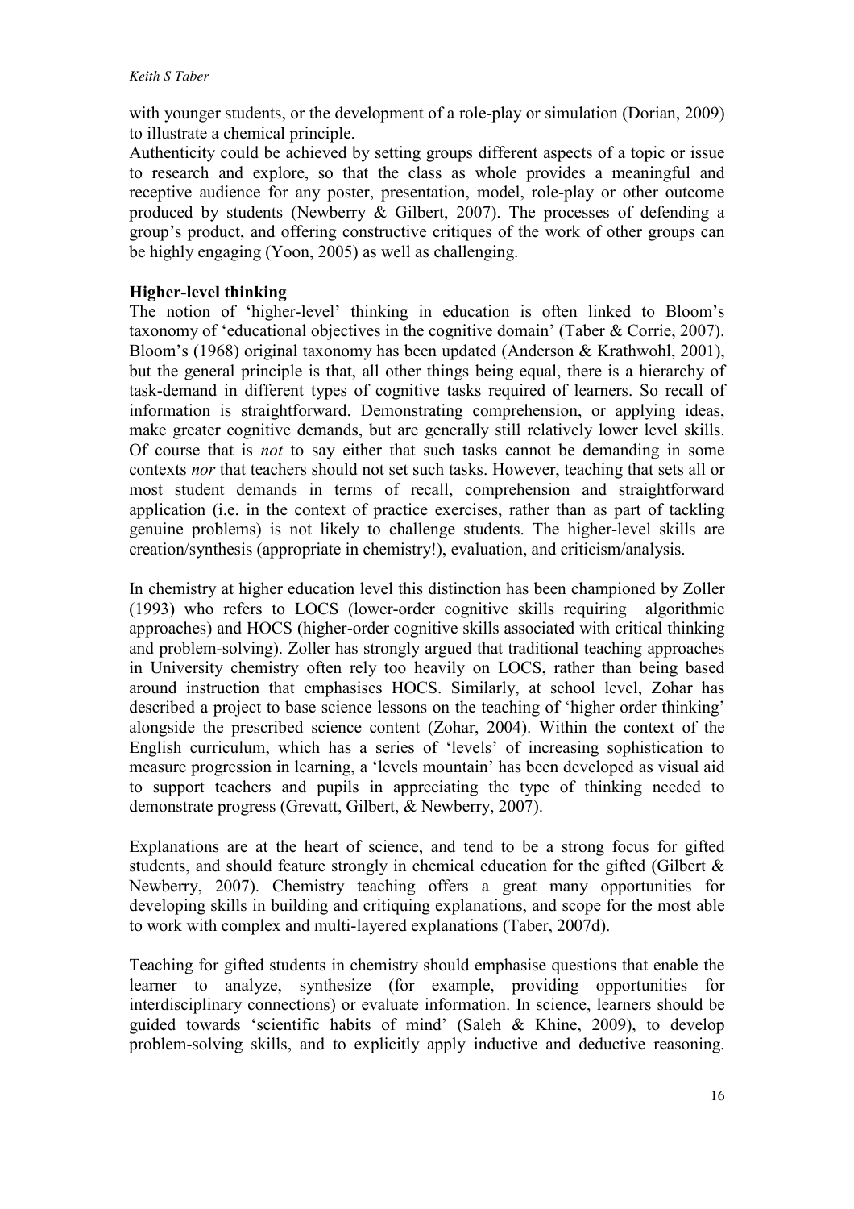with younger students, or the development of a role-play or simulation (Dorian, 2009) to illustrate a chemical principle.

Authenticity could be achieved by setting groups different aspects of a topic or issue to research and explore, so that the class as whole provides a meaningful and receptive audience for any poster, presentation, model, role-play or other outcome produced by students (Newberry & Gilbert, 2007). The processes of defending a group's product, and offering constructive critiques of the work of other groups can be highly engaging (Yoon, 2005) as well as challenging.

**Higher-level thinking**

The notion of 'higher-level' thinking in education is often linked to Bloom's taxonomy of 'educational objectives in the cognitive domain' (Taber & Corrie, 2007). Bloom's (1968) original taxonomy has been updated (Anderson & Krathwohl, 2001), but the general principle is that, all other things being equal, there is a hierarchy of task-demand in different types of cognitive tasks required of learners. So recall of information is straightforward. Demonstrating comprehension, or applying ideas, make greater cognitive demands, but are generally still relatively lower level skills. Of course that is *not* to say either that such tasks cannot be demanding in some contexts *nor* that teachers should not set such tasks. However, teaching that sets all or most student demands in terms of recall, comprehension and straightforward application (i.e. in the context of practice exercises, rather than as part of tackling genuine problems) is not likely to challenge students. The higher-level skills are creation/synthesis (appropriate in chemistry!), evaluation, and criticism/analysis.

In chemistry at higher education level this distinction has been championed by Zoller (1993) who refers to LOCS (lower-order cognitive skills requiring algorithmic approaches) and HOCS (higher-order cognitive skills associated with critical thinking and problem-solving). Zoller has strongly argued that traditional teaching approaches in University chemistry often rely too heavily on LOCS, rather than being based around instruction that emphasises HOCS. Similarly, at school level, Zohar has described a project to base science lessons on the teaching of 'higher order thinking' alongside the prescribed science content (Zohar, 2004). Within the context of the English curriculum, which has a series of 'levels' of increasing sophistication to measure progression in learning, a 'levels mountain' has been developed as visual aid to support teachers and pupils in appreciating the type of thinking needed to demonstrate progress (Grevatt, Gilbert, & Newberry, 2007).

Explanations are at the heart of science, and tend to be a strong focus for gifted students, and should feature strongly in chemical education for the gifted (Gilbert & Newberry, 2007). Chemistry teaching offers a great many opportunities for developing skills in building and critiquing explanations, and scope for the most able to work with complex and multi-layered explanations (Taber, 2007d).

Teaching for gifted students in chemistry should emphasise questions that enable the learner to analyze, synthesize (for example, providing opportunities for interdisciplinary connections) or evaluate information. In science, learners should be guided towards 'scientific habits of mind' (Saleh & Khine, 2009), to develop problem-solving skills, and to explicitly apply inductive and deductive reasoning.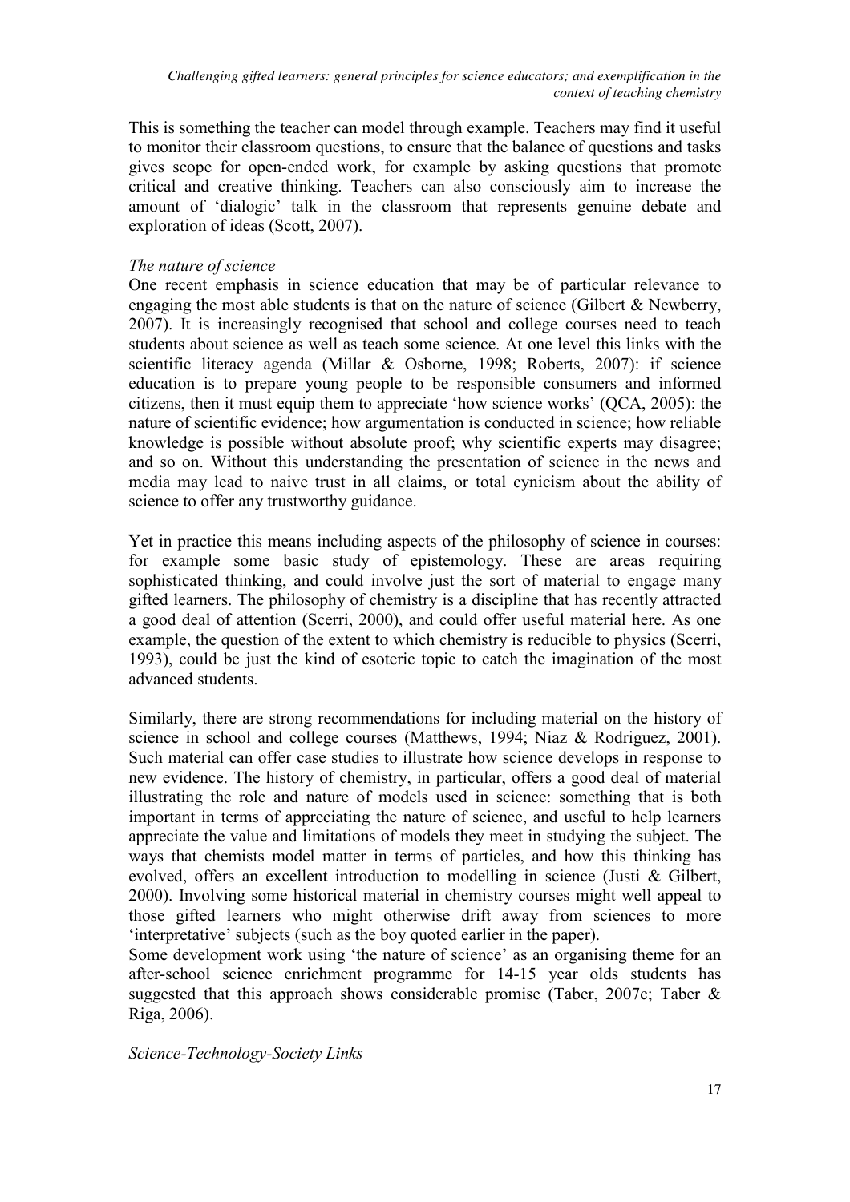This is something the teacher can model through example. Teachers may find it useful to monitor their classroom questions, to ensure that the balance of questions and tasks gives scope for open-ended work, for example by asking questions that promote critical and creative thinking. Teachers can also consciously aim to increase the amount of 'dialogic' talk in the classroom that represents genuine debate and exploration of ideas (Scott, 2007).

*The nature of science*

One recent emphasis in science education that may be of particular relevance to engaging the most able students is that on the nature of science (Gilbert & Newberry, 2007). It is increasingly recognised that school and college courses need to teach students about science as well as teach some science. At one level this links with the scientific literacy agenda (Millar & Osborne, 1998; Roberts, 2007): if science education is to prepare young people to be responsible consumers and informed citizens, then it must equip them to appreciate 'how science works' (QCA, 2005): the nature of scientific evidence; how argumentation is conducted in science; how reliable knowledge is possible without absolute proof; why scientific experts may disagree; and so on. Without this understanding the presentation of science in the news and media may lead to naive trust in all claims, or total cynicism about the ability of science to offer any trustworthy guidance.

Yet in practice this means including aspects of the philosophy of science in courses: for example some basic study of epistemology. These are areas requiring sophisticated thinking, and could involve just the sort of material to engage many gifted learners. The philosophy of chemistry is a discipline that has recently attracted a good deal of attention (Scerri, 2000), and could offer useful material here. As one example, the question of the extent to which chemistry is reducible to physics (Scerri, 1993), could be just the kind of esoteric topic to catch the imagination of the most advanced students.

Similarly, there are strong recommendations for including material on the history of science in school and college courses (Matthews, 1994; Niaz & Rodriguez, 2001). Such material can offer case studies to illustrate how science develops in response to new evidence. The history of chemistry, in particular, offers a good deal of material illustrating the role and nature of models used in science: something that is both important in terms of appreciating the nature of science, and useful to help learners appreciate the value and limitations of models they meet in studying the subject. The ways that chemists model matter in terms of particles, and how this thinking has evolved, offers an excellent introduction to modelling in science (Justi & Gilbert, 2000). Involving some historical material in chemistry courses might well appeal to those gifted learners who might otherwise drift away from sciences to more 'interpretative' subjects (such as the boy quoted earlier in the paper).

Some development work using 'the nature of science' as an organising theme for an after-school science enrichment programme for 14-15 year olds students has suggested that this approach shows considerable promise (Taber, 2007c; Taber & Riga, 2006).

*Science-Technology-Society Links*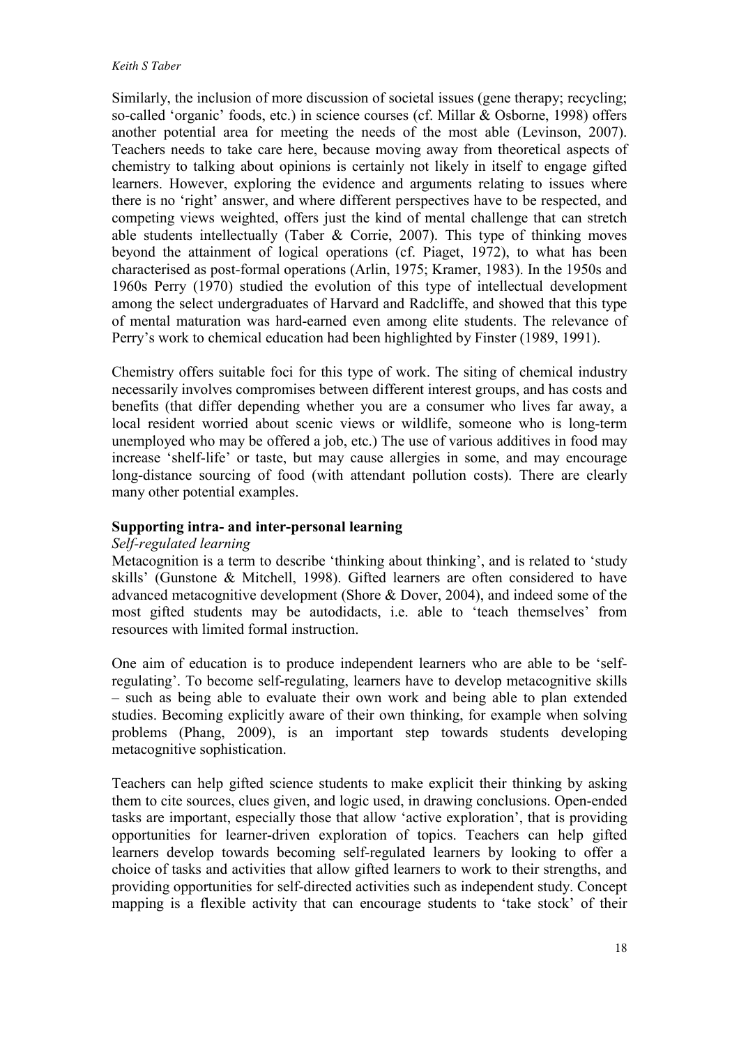Similarly, the inclusion of more discussion of societal issues (gene therapy; recycling; so-called 'organic' foods, etc.) in science courses (cf. Millar & Osborne, 1998) offers another potential area for meeting the needs of the most able (Levinson, 2007). Teachers needs to take care here, because moving away from theoretical aspects of chemistry to talking about opinions is certainly not likely in itself to engage gifted learners. However, exploring the evidence and arguments relating to issues where there is no 'right' answer, and where different perspectives have to be respected, and competing views weighted, offers just the kind of mental challenge that can stretch able students intellectually (Taber & Corrie, 2007). This type of thinking moves beyond the attainment of logical operations (cf. Piaget, 1972), to what has been characterised as post-formal operations (Arlin, 1975; Kramer, 1983). In the 1950s and 1960s Perry (1970) studied the evolution of this type of intellectual development among the select undergraduates of Harvard and Radcliffe, and showed that this type of mental maturation was hard-earned even among elite students. The relevance of Perry's work to chemical education had been highlighted by Finster (1989, 1991).

Chemistry offers suitable foci for this type of work. The siting of chemical industry necessarily involves compromises between different interest groups, and has costs and benefits (that differ depending whether you are a consumer who lives far away, a local resident worried about scenic views or wildlife, someone who is long-term unemployed who may be offered a job, etc.) The use of various additives in food may increase 'shelf-life' or taste, but may cause allergies in some, and may encourage long-distance sourcing of food (with attendant pollution costs). There are clearly many other potential examples.

**Supporting intra- and inter-personal learning**

*Self-regulated learning*

Metacognition is a term to describe 'thinking about thinking', and is related to 'study skills' (Gunstone & Mitchell, 1998). Gifted learners are often considered to have advanced metacognitive development (Shore & Dover, 2004), and indeed some of the most gifted students may be autodidacts, i.e. able to 'teach themselves' from resources with limited formal instruction.

One aim of education is to produce independent learners who are able to be 'self-regulating'. To become self-regulating, learners have to develop metacognitive skills – such as being able to evaluate their own work and being able to plan extended studies. Becoming explicitly aware of their own thinking, for example when solving problems (Phang, 2009), is an important step towards students developing metacognitive sophistication.

Teachers can help gifted science students to make explicit their thinking by asking them to cite sources, clues given, and logic used, in drawing conclusions. Open-ended tasks are important, especially those that allow 'active exploration', that is providing opportunities for learner-driven exploration of topics. Teachers can help gifted learners develop towards becoming self-regulated learners by looking to offer a choice of tasks and activities that allow gifted learners to work to their strengths, and providing opportunities for self-directed activities such as independent study. Concept mapping is a flexible activity that can encourage students to 'take stock' of their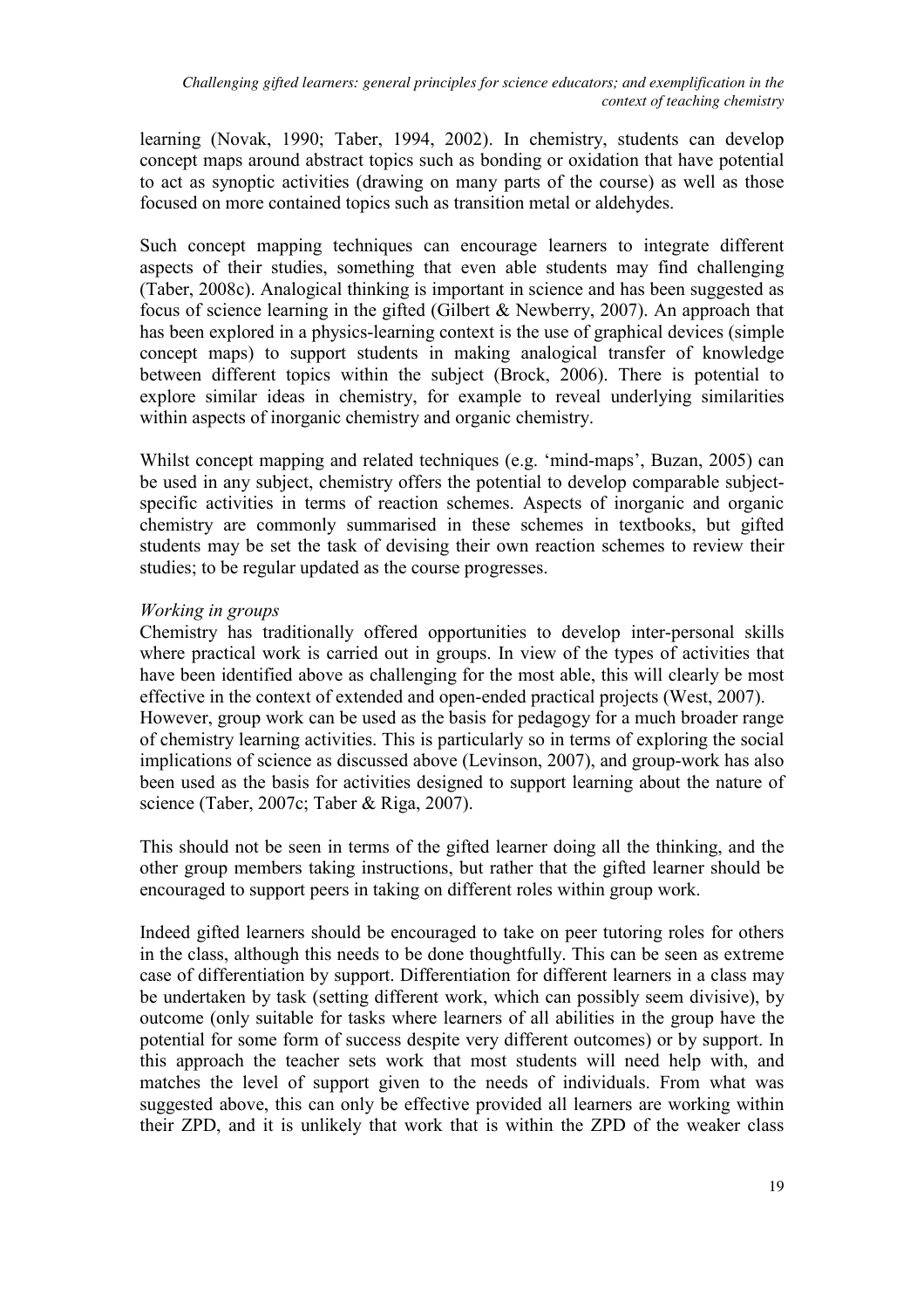learning (Novak, 1990; Taber, 1994, 2002). In chemistry, students can develop concept maps around abstract topics such as bonding or oxidation that have potential to act as synoptic activities (drawing on many parts of the course) as well as those focused on more contained topics such as transition metal or aldehydes.

Such concept mapping techniques can encourage learners to integrate different aspects of their studies, something that even able students may find challenging (Taber, 2008c). Analogical thinking is important in science and has been suggested as focus of science learning in the gifted (Gilbert & Newberry, 2007). An approach that has been explored in a physics-learning context is the use of graphical devices (simple concept maps) to support students in making analogical transfer of knowledge between different topics within the subject (Brock, 2006). There is potential to explore similar ideas in chemistry, for example to reveal underlying similarities within aspects of inorganic chemistry and organic chemistry.

Whilst concept mapping and related techniques (e.g. 'mind-maps', Buzan, 2005) can be used in any subject, chemistry offers the potential to develop comparable subject-specific activities in terms of reaction schemes. Aspects of inorganic and organic chemistry are commonly summarised in these schemes in textbooks, but gifted students may be set the task of devising their own reaction schemes to review their studies; to be regular updated as the course progresses.

*Working in groups*

Chemistry has traditionally offered opportunities to develop inter-personal skills where practical work is carried out in groups. In view of the types of activities that have been identified above as challenging for the most able, this will clearly be most effective in the context of extended and open-ended practical projects (West, 2007). However, group work can be used as the basis for pedagogy for a much broader range of chemistry learning activities. This is particularly so in terms of exploring the social implications of science as discussed above (Levinson, 2007), and group-work has also been used as the basis for activities designed to support learning about the nature of science (Taber, 2007c; Taber & Riga, 2007).

This should not be seen in terms of the gifted learner doing all the thinking, and the other group members taking instructions, but rather that the gifted learner should be encouraged to support peers in taking on different roles within group work.

Indeed gifted learners should be encouraged to take on peer tutoring roles for others in the class, although this needs to be done thoughtfully. This can be seen as extreme case of differentiation by support. Differentiation for different learners in a class may be undertaken by task (setting different work, which can possibly seem divisive), by outcome (only suitable for tasks where learners of all abilities in the group have the potential for some form of success despite very different outcomes) or by support. In this approach the teacher sets work that most students will need help with, and matches the level of support given to the needs of individuals. From what was suggested above, this can only be effective provided all learners are working within their ZPD, and it is unlikely that work that is within the ZPD of the weaker class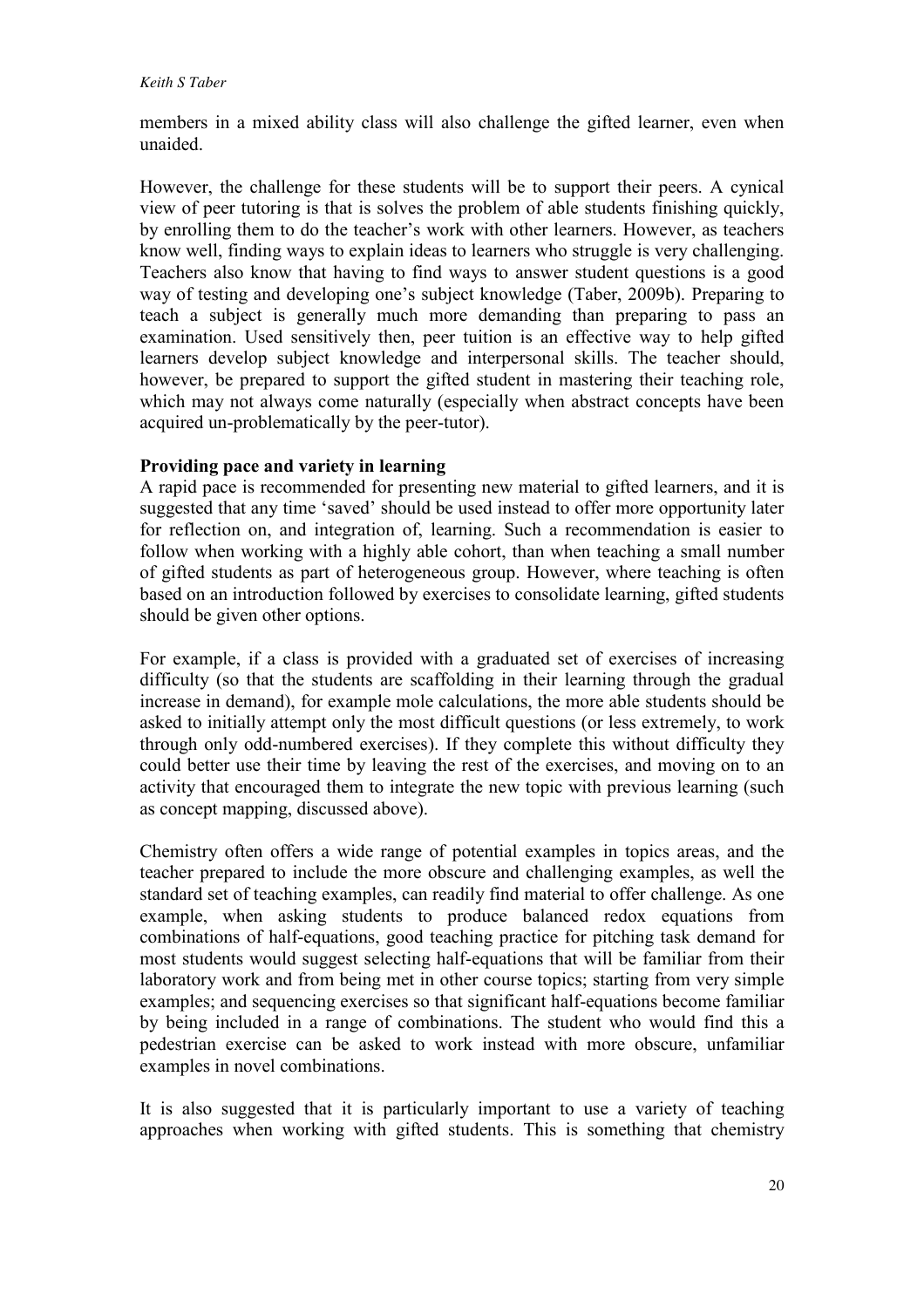members in a mixed ability class will also challenge the gifted learner, even when unaided.

However, the challenge for these students will be to support their peers. A cynical view of peer tutoring is that is solves the problem of able students finishing quickly, by enrolling them to do the teacher's work with other learners. However, as teachers know well, finding ways to explain ideas to learners who struggle is very challenging. Teachers also know that having to find ways to answer student questions is a good way of testing and developing one's subject knowledge (Taber, 2009b). Preparing to teach a subject is generally much more demanding than preparing to pass an examination. Used sensitively then, peer tuition is an effective way to help gifted learners develop subject knowledge and interpersonal skills. The teacher should, however, be prepared to support the gifted student in mastering their teaching role, which may not always come naturally (especially when abstract concepts have been acquired un-problematically by the peer-tutor).

**Providing pace and variety in learning**

A rapid pace is recommended for presenting new material to gifted learners, and it is suggested that any time 'saved' should be used instead to offer more opportunity later for reflection on, and integration of, learning. Such a recommendation is easier to follow when working with a highly able cohort, than when teaching a small number of gifted students as part of heterogeneous group. However, where teaching is often based on an introduction followed by exercises to consolidate learning, gifted students should be given other options.

For example, if a class is provided with a graduated set of exercises of increasing difficulty (so that the students are scaffolding in their learning through the gradual increase in demand), for example mole calculations, the more able students should be asked to initially attempt only the most difficult questions (or less extremely, to work through only odd-numbered exercises). If they complete this without difficulty they could better use their time by leaving the rest of the exercises, and moving on to an activity that encouraged them to integrate the new topic with previous learning (such as concept mapping, discussed above).

Chemistry often offers a wide range of potential examples in topics areas, and the teacher prepared to include the more obscure and challenging examples, as well the standard set of teaching examples, can readily find material to offer challenge. As one example, when asking students to produce balanced redox equations from combinations of half-equations, good teaching practice for pitching task demand for most students would suggest selecting half-equations that will be familiar from their laboratory work and from being met in other course topics; starting from very simple examples; and sequencing exercises so that significant half-equations become familiar by being included in a range of combinations. The student who would find this a pedestrian exercise can be asked to work instead with more obscure, unfamiliar examples in novel combinations.

It is also suggested that it is particularly important to use a variety of teaching approaches when working with gifted students. This is something that chemistry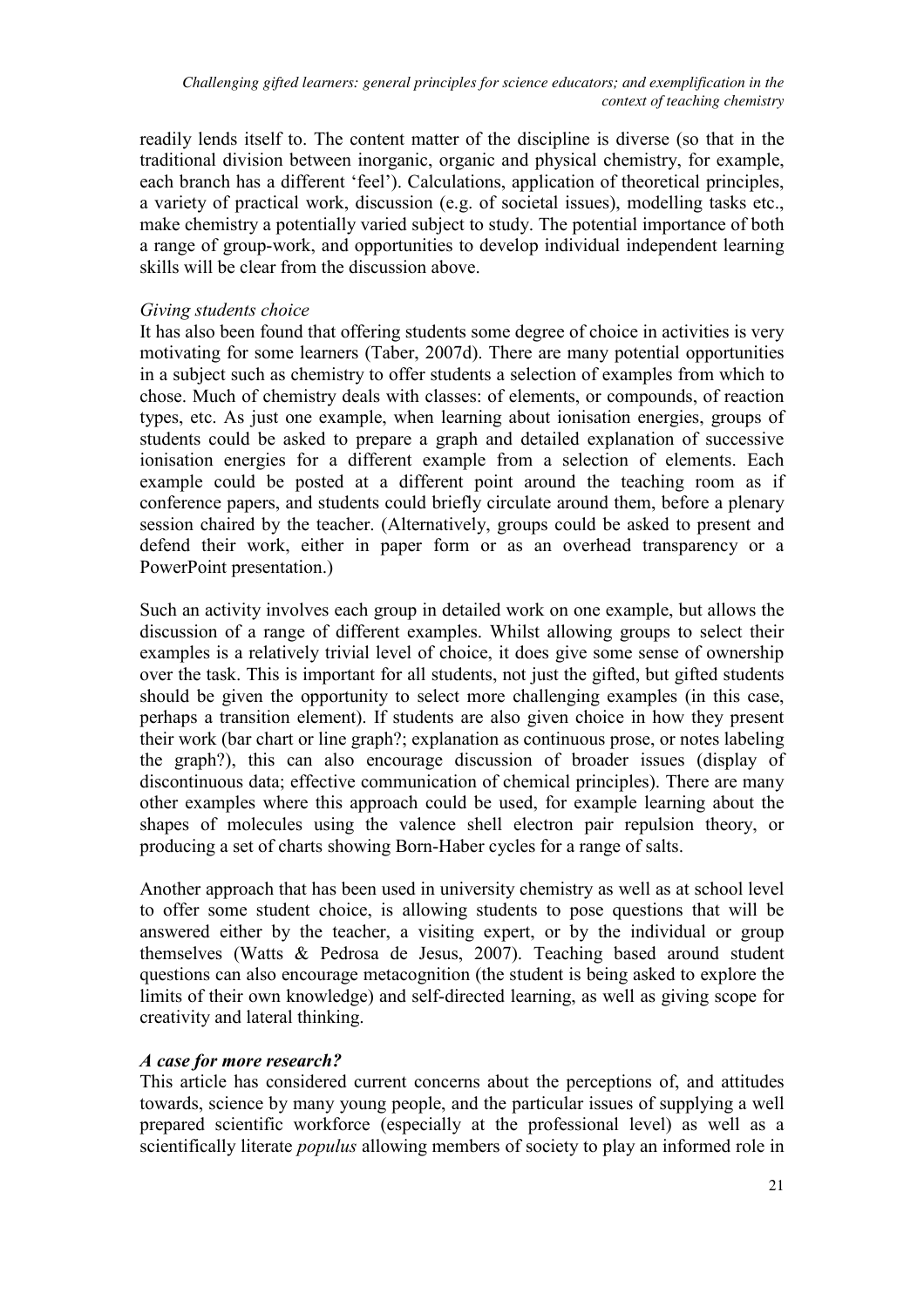readily lends itself to. The content matter of the discipline is diverse (so that in the traditional division between inorganic, organic and physical chemistry, for example, each branch has a different 'feel'). Calculations, application of theoretical principles, a variety of practical work, discussion (e.g. of societal issues), modelling tasks etc., make chemistry a potentially varied subject to study. The potential importance of both a range of group-work, and opportunities to develop individual independent learning skills will be clear from the discussion above.

*Giving students choice*

It has also been found that offering students some degree of choice in activities is very motivating for some learners (Taber, 2007d). There are many potential opportunities in a subject such as chemistry to offer students a selection of examples from which to chose. Much of chemistry deals with classes: of elements, or compounds, of reaction types, etc. As just one example, when learning about ionisation energies, groups of students could be asked to prepare a graph and detailed explanation of successive ionisation energies for a different example from a selection of elements. Each example could be posted at a different point around the teaching room as if conference papers, and students could briefly circulate around them, before a plenary session chaired by the teacher. (Alternatively, groups could be asked to present and defend their work, either in paper form or as an overhead transparency or a PowerPoint presentation.)

Such an activity involves each group in detailed work on one example, but allows the discussion of a range of different examples. Whilst allowing groups to select their examples is a relatively trivial level of choice, it does give some sense of ownership over the task. This is important for all students, not just the gifted, but gifted students should be given the opportunity to select more challenging examples (in this case, perhaps a transition element). If students are also given choice in how they present their work (bar chart or line graph?; explanation as continuous prose, or notes labeling the graph?), this can also encourage discussion of broader issues (display of discontinuous data; effective communication of chemical principles). There are many other examples where this approach could be used, for example learning about the shapes of molecules using the valence shell electron pair repulsion theory, or producing a set of charts showing Born-Haber cycles for a range of salts.

Another approach that has been used in university chemistry as well as at school level to offer some student choice, is allowing students to pose questions that will be answered either by the teacher, a visiting expert, or by the individual or group themselves (Watts & Pedrosa de Jesus, 2007). Teaching based around student questions can also encourage metacognition (the student is being asked to explore the limits of their own knowledge) and self-directed learning, as well as giving scope for creativity and lateral thinking.

***A case for more research?***

This article has considered current concerns about the perceptions of, and attitudes towards, science by many young people, and the particular issues of supplying a well prepared scientific workforce (especially at the professional level) as well as a scientifically literate *populus* allowing members of society to play an informed role in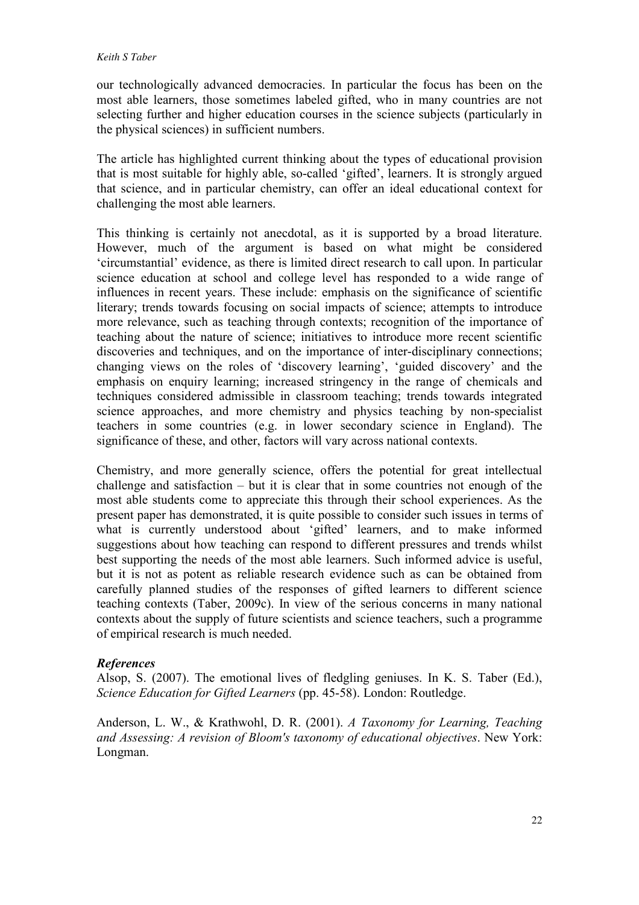our technologically advanced democracies. In particular the focus has been on the most able learners, those sometimes labeled gifted, who in many countries are not selecting further and higher education courses in the science subjects (particularly in the physical sciences) in sufficient numbers.

The article has highlighted current thinking about the types of educational provision that is most suitable for highly able, so-called 'gifted', learners. It is strongly argued that science, and in particular chemistry, can offer an ideal educational context for challenging the most able learners.

This thinking is certainly not anecdotal, as it is supported by a broad literature. However, much of the argument is based on what might be considered 'circumstantial' evidence, as there is limited direct research to call upon. In particular science education at school and college level has responded to a wide range of influences in recent years. These include: emphasis on the significance of scientific literary; trends towards focusing on social impacts of science; attempts to introduce more relevance, such as teaching through contexts; recognition of the importance of teaching about the nature of science; initiatives to introduce more recent scientific discoveries and techniques, and on the importance of inter-disciplinary connections; changing views on the roles of 'discovery learning', 'guided discovery' and the emphasis on enquiry learning; increased stringency in the range of chemicals and techniques considered admissible in classroom teaching; trends towards integrated science approaches, and more chemistry and physics teaching by non-specialist teachers in some countries (e.g. in lower secondary science in England). The significance of these, and other, factors will vary across national contexts.

Chemistry, and more generally science, offers the potential for great intellectual challenge and satisfaction – but it is clear that in some countries not enough of the most able students come to appreciate this through their school experiences. As the present paper has demonstrated, it is quite possible to consider such issues in terms of what is currently understood about 'gifted' learners, and to make informed suggestions about how teaching can respond to different pressures and trends whilst best supporting the needs of the most able learners. Such informed advice is useful, but it is not as potent as reliable research evidence such as can be obtained from carefully planned studies of the responses of gifted learners to different science teaching contexts (Taber, 2009c). In view of the serious concerns in many national contexts about the supply of future scientists and science teachers, such a programme of empirical research is much needed.

### *References*

Alsop, S. (2007). The emotional lives of fledgling geniuses. In K. S. Taber (Ed.), *Science Education for Gifted Learners* (pp. 45-58). London: Routledge.

Anderson, L. W., & Krathwohl, D. R. (2001). *A Taxonomy for Learning, Teaching and Assessing: A revision of Bloom's taxonomy of educational objectives*. New York: Longman.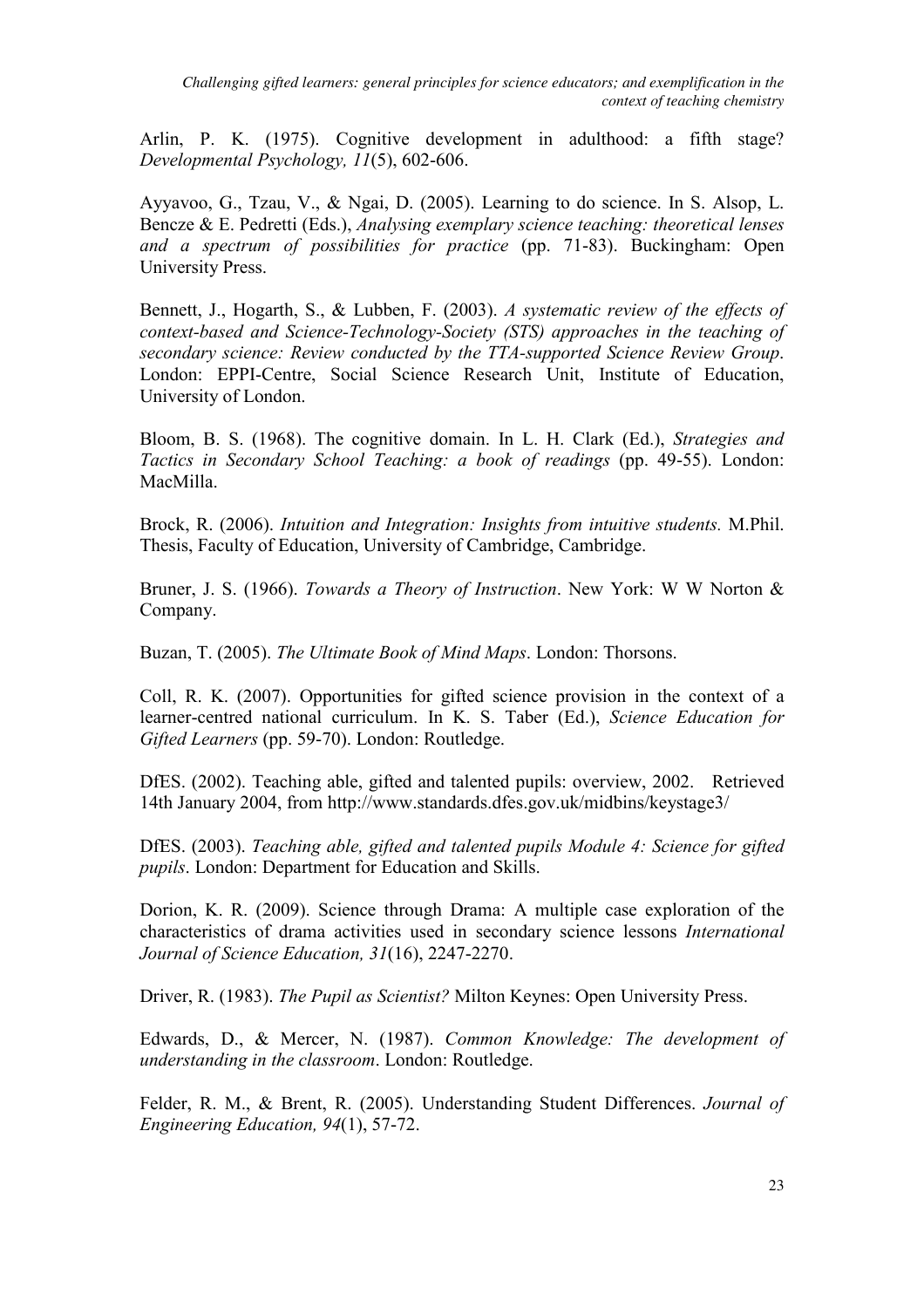Arlin, P. K. (1975). Cognitive development in adulthood: a fifth stage? *Developmental Psychology, 11*(5), 602-606.

Ayyavoo, G., Tzau, V., & Ngai, D. (2005). Learning to do science. In S. Alsop, L. Bencze & E. Pedretti (Eds.), *Analysing exemplary science teaching: theoretical lenses and a spectrum of possibilities for practice* (pp. 71-83). Buckingham: Open University Press.

Bennett, J., Hogarth, S., & Lubben, F. (2003). *A systematic review of the effects of context-based and Science-Technology-Society (STS) approaches in the teaching of secondary science: Review conducted by the TTA-supported Science Review Group*. London: EPPI-Centre, Social Science Research Unit, Institute of Education, University of London.

Bloom, B. S. (1968). The cognitive domain. In L. H. Clark (Ed.), *Strategies and Tactics in Secondary School Teaching: a book of readings* (pp. 49-55). London: MacMilla.

Brock, R. (2006). *Intuition and Integration: Insights from intuitive students.* M.Phil. Thesis, Faculty of Education, University of Cambridge, Cambridge.

Bruner, J. S. (1966). *Towards a Theory of Instruction*. New York: W W Norton & Company.

Buzan, T. (2005). *The Ultimate Book of Mind Maps*. London: Thorsons.

Coll, R. K. (2007). Opportunities for gifted science provision in the context of a learner-centred national curriculum. In K. S. Taber (Ed.), *Science Education for Gifted Learners* (pp. 59-70). London: Routledge.

DfES. (2002). Teaching able, gifted and talented pupils: overview, 2002. Retrieved 14th January 2004, from http://www.standards.dfes.gov.uk/midbins/keystage3/

DfES. (2003). *Teaching able, gifted and talented pupils Module 4: Science for gifted pupils*. London: Department for Education and Skills.

Dorion, K. R. (2009). Science through Drama: A multiple case exploration of the characteristics of drama activities used in secondary science lessons *International Journal of Science Education, 31*(16), 2247-2270.

Driver, R. (1983). *The Pupil as Scientist?* Milton Keynes: Open University Press.

Edwards, D., & Mercer, N. (1987). *Common Knowledge: The development of understanding in the classroom*. London: Routledge.

Felder, R. M., & Brent, R. (2005). Understanding Student Differences. *Journal of Engineering Education, 94*(1), 57-72.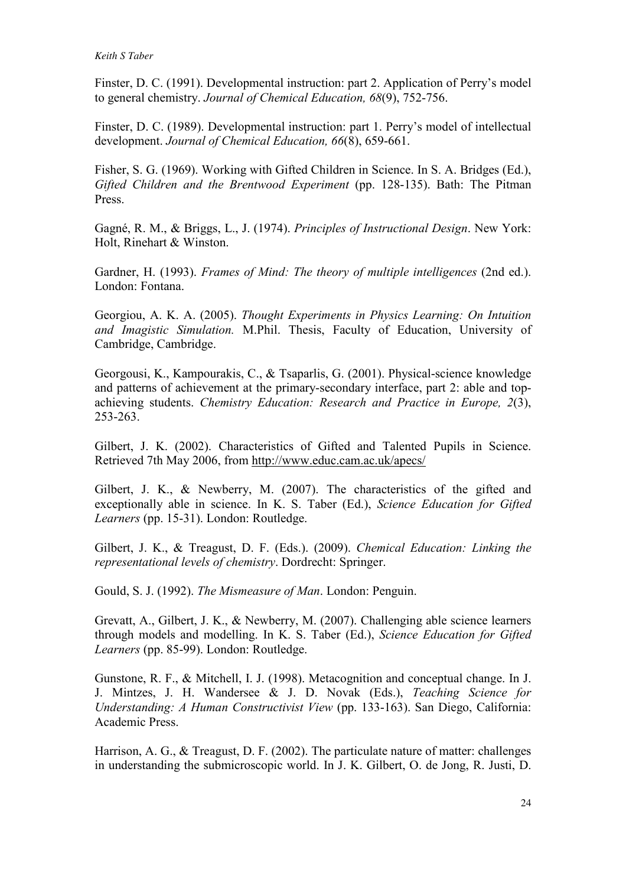Finster, D. C. (1991). Developmental instruction: part 2. Application of Perry's model to general chemistry. *Journal of Chemical Education, 68*(9), 752-756.

Finster, D. C. (1989). Developmental instruction: part 1. Perry's model of intellectual development. *Journal of Chemical Education, 66*(8), 659-661.

Fisher, S. G. (1969). Working with Gifted Children in Science. In S. A. Bridges (Ed.), *Gifted Children and the Brentwood Experiment* (pp. 128-135). Bath: The Pitman Press.

Gagné, R. M., & Briggs, L., J. (1974). *Principles of Instructional Design*. New York: Holt, Rinehart & Winston.

Gardner, H. (1993). *Frames of Mind: The theory of multiple intelligences* (2nd ed.). London: Fontana.

Georgiou, A. K. A. (2005). *Thought Experiments in Physics Learning: On Intuition and Imagistic Simulation.* M.Phil. Thesis, Faculty of Education, University of Cambridge, Cambridge.

Georgousi, K., Kampourakis, C., & Tsaparlis, G. (2001). Physical-science knowledge and patterns of achievement at the primary-secondary interface, part 2: able and top-achieving students. *Chemistry Education: Research and Practice in Europe, 2*(3), 253-263.

Gilbert, J. K. (2002). Characteristics of Gifted and Talented Pupils in Science. Retrieved 7th May 2006, from http://www.educ.cam.ac.uk/apecs/

Gilbert, J. K., & Newberry, M. (2007). The characteristics of the gifted and exceptionally able in science. In K. S. Taber (Ed.), *Science Education for Gifted Learners* (pp. 15-31). London: Routledge.

Gilbert, J. K., & Treagust, D. F. (Eds.). (2009). *Chemical Education: Linking the representational levels of chemistry*. Dordrecht: Springer.

Gould, S. J. (1992). *The Mismeasure of Man*. London: Penguin.

Grevatt, A., Gilbert, J. K., & Newberry, M. (2007). Challenging able science learners through models and modelling. In K. S. Taber (Ed.), *Science Education for Gifted Learners* (pp. 85-99). London: Routledge.

Gunstone, R. F., & Mitchell, I. J. (1998). Metacognition and conceptual change. In J. J. Mintzes, J. H. Wandersee & J. D. Novak (Eds.), *Teaching Science for Understanding: A Human Constructivist View* (pp. 133-163). San Diego, California: Academic Press.

Harrison, A. G., & Treagust, D. F. (2002). The particulate nature of matter: challenges in understanding the submicroscopic world. In J. K. Gilbert, O. de Jong, R. Justi, D.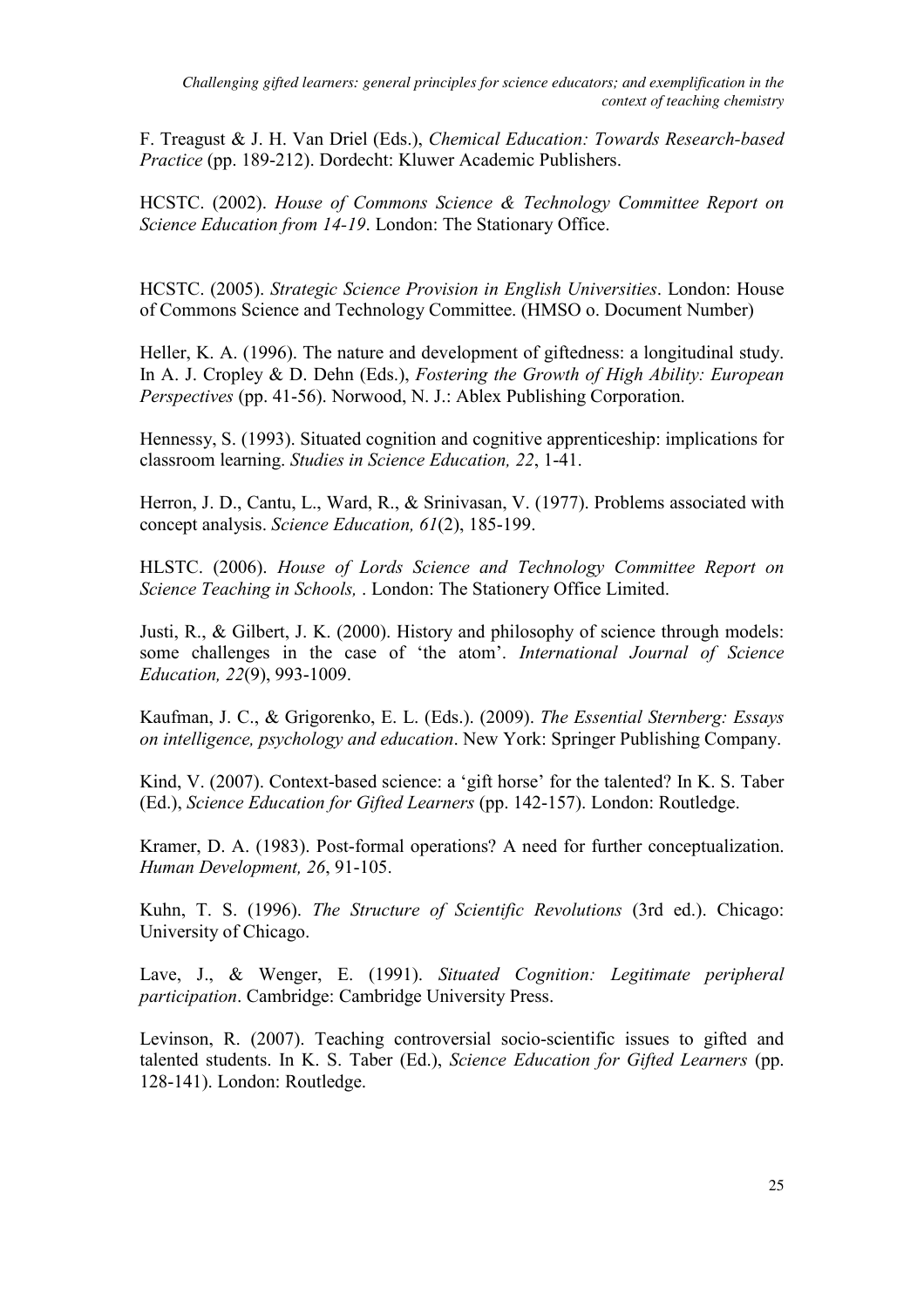F. Treagust & J. H. Van Driel (Eds.), *Chemical Education: Towards Research-based Practice* (pp. 189-212). Dordecht: Kluwer Academic Publishers.

HCSTC. (2002). *House of Commons Science & Technology Committee Report on Science Education from 14-19*. London: The Stationary Office.

HCSTC. (2005). *Strategic Science Provision in English Universities*. London: House of Commons Science and Technology Committee. (HMSO o. Document Number)

Heller, K. A. (1996). The nature and development of giftedness: a longitudinal study. In A. J. Cropley & D. Dehn (Eds.), *Fostering the Growth of High Ability: European Perspectives* (pp. 41-56). Norwood, N. J.: Ablex Publishing Corporation.

Hennessy, S. (1993). Situated cognition and cognitive apprenticeship: implications for classroom learning. *Studies in Science Education, 22*, 1-41.

Herron, J. D., Cantu, L., Ward, R., & Srinivasan, V. (1977). Problems associated with concept analysis. *Science Education, 61*(2), 185-199.

HLSTC. (2006). *House of Lords Science and Technology Committee Report on Science Teaching in Schools,* . London: The Stationery Office Limited.

Justi, R., & Gilbert, J. K. (2000). History and philosophy of science through models: some challenges in the case of 'the atom'. *International Journal of Science Education, 22*(9), 993-1009.

Kaufman, J. C., & Grigorenko, E. L. (Eds.). (2009). *The Essential Sternberg: Essays on intelligence, psychology and education*. New York: Springer Publishing Company.

Kind, V. (2007). Context-based science: a 'gift horse' for the talented? In K. S. Taber (Ed.), *Science Education for Gifted Learners* (pp. 142-157). London: Routledge.

Kramer, D. A. (1983). Post-formal operations? A need for further conceptualization. *Human Development, 26*, 91-105.

Kuhn, T. S. (1996). *The Structure of Scientific Revolutions* (3rd ed.). Chicago: University of Chicago.

Lave, J., & Wenger, E. (1991). *Situated Cognition: Legitimate peripheral participation*. Cambridge: Cambridge University Press.

Levinson, R. (2007). Teaching controversial socio-scientific issues to gifted and talented students. In K. S. Taber (Ed.), *Science Education for Gifted Learners* (pp. 128-141). London: Routledge.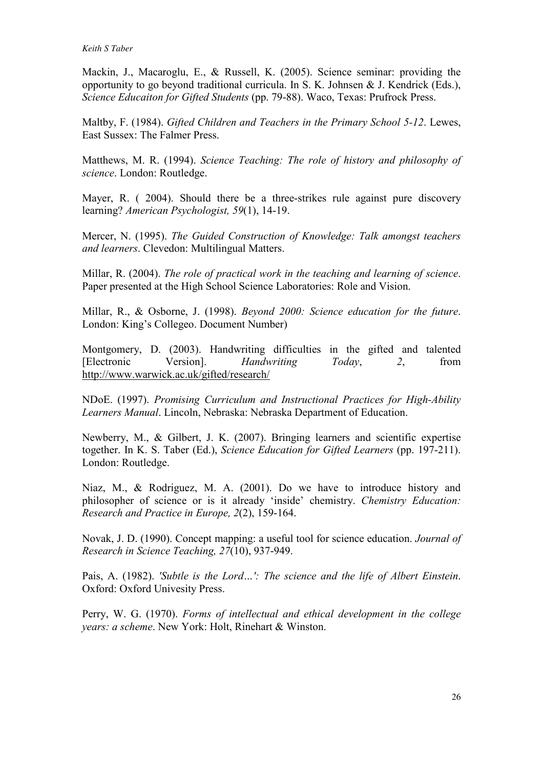Mackin, J., Macaroglu, E., & Russell, K. (2005). Science seminar: providing the opportunity to go beyond traditional curricula. In S. K. Johnsen & J. Kendrick (Eds.), *Science Educaiton for Gifted Students* (pp. 79-88). Waco, Texas: Prufrock Press.

Maltby, F. (1984). *Gifted Children and Teachers in the Primary School 5-12*. Lewes, East Sussex: The Falmer Press.

Matthews, M. R. (1994). *Science Teaching: The role of history and philosophy of science*. London: Routledge.

Mayer, R. ( 2004). Should there be a three-strikes rule against pure discovery learning? *American Psychologist, 59*(1), 14-19.

Mercer, N. (1995). *The Guided Construction of Knowledge: Talk amongst teachers and learners*. Clevedon: Multilingual Matters.

Millar, R. (2004). *The role of practical work in the teaching and learning of science*. Paper presented at the High School Science Laboratories: Role and Vision.

Millar, R., & Osborne, J. (1998). *Beyond 2000: Science education for the future*. London: King's Collegeo. Document Number)

Montgomery, D. (2003). Handwriting difficulties in the gifted and talented [Electronic Version]. *Handwriting Today*, *2*, from http://www.warwick.ac.uk/gifted/research/

NDoE. (1997). *Promising Curriculum and Instructional Practices for High-Ability Learners Manual*. Lincoln, Nebraska: Nebraska Department of Education.

Newberry, M., & Gilbert, J. K. (2007). Bringing learners and scientific expertise together. In K. S. Taber (Ed.), *Science Education for Gifted Learners* (pp. 197-211). London: Routledge.

Niaz, M., & Rodriguez, M. A. (2001). Do we have to introduce history and philosopher of science or is it already 'inside' chemistry. *Chemistry Education: Research and Practice in Europe, 2*(2), 159-164.

Novak, J. D. (1990). Concept mapping: a useful tool for science education. *Journal of Research in Science Teaching, 27*(10), 937-949.

Pais, A. (1982). *'Subtle is the Lord…': The science and the life of Albert Einstein*. Oxford: Oxford Univesity Press.

Perry, W. G. (1970). *Forms of intellectual and ethical development in the college years: a scheme*. New York: Holt, Rinehart & Winston.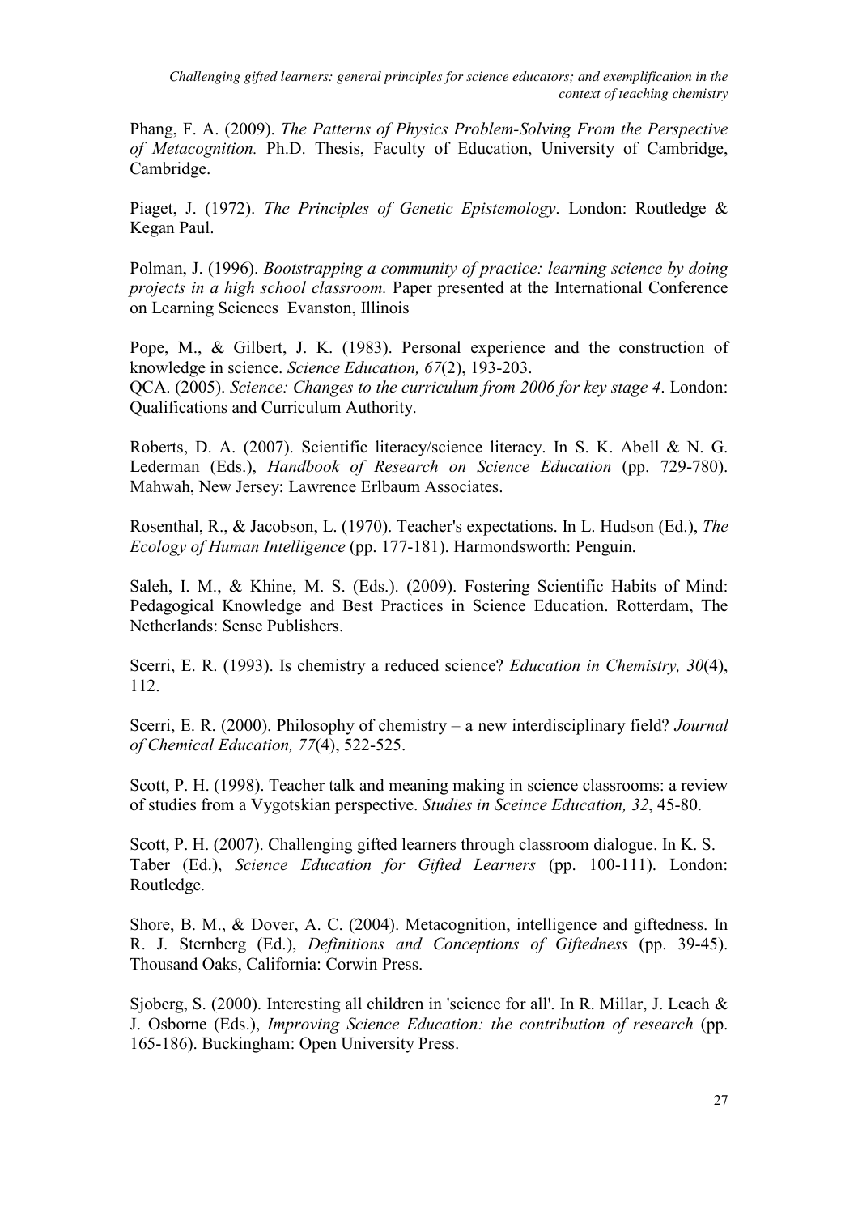Phang, F. A. (2009). *The Patterns of Physics Problem-Solving From the Perspective of Metacognition.* Ph.D. Thesis, Faculty of Education, University of Cambridge, Cambridge.

Piaget, J. (1972). *The Principles of Genetic Epistemology*. London: Routledge & Kegan Paul.

Polman, J. (1996). *Bootstrapping a community of practice: learning science by doing projects in a high school classroom.* Paper presented at the International Conference on Learning Sciences Evanston, Illinois

Pope, M., & Gilbert, J. K. (1983). Personal experience and the construction of knowledge in science. *Science Education, 67*(2), 193-203.

QCA. (2005). *Science: Changes to the curriculum from 2006 for key stage 4*. London: Qualifications and Curriculum Authority.

Roberts, D. A. (2007). Scientific literacy/science literacy. In S. K. Abell & N. G. Lederman (Eds.), *Handbook of Research on Science Education* (pp. 729-780). Mahwah, New Jersey: Lawrence Erlbaum Associates.

Rosenthal, R., & Jacobson, L. (1970). Teacher's expectations. In L. Hudson (Ed.), *The Ecology of Human Intelligence* (pp. 177-181). Harmondsworth: Penguin.

Saleh, I. M., & Khine, M. S. (Eds.). (2009). Fostering Scientific Habits of Mind: Pedagogical Knowledge and Best Practices in Science Education. Rotterdam, The Netherlands: Sense Publishers.

Scerri, E. R. (1993). Is chemistry a reduced science? *Education in Chemistry, 30*(4), 112.

Scerri, E. R. (2000). Philosophy of chemistry – a new interdisciplinary field? *Journal of Chemical Education, 77*(4), 522-525.

Scott, P. H. (1998). Teacher talk and meaning making in science classrooms: a review of studies from a Vygotskian perspective. *Studies in Sceince Education, 32*, 45-80.

Scott, P. H. (2007). Challenging gifted learners through classroom dialogue. In K. S. Taber (Ed.), *Science Education for Gifted Learners* (pp. 100-111). London: Routledge.

Shore, B. M., & Dover, A. C. (2004). Metacognition, intelligence and giftedness. In R. J. Sternberg (Ed.), *Definitions and Conceptions of Giftedness* (pp. 39-45). Thousand Oaks, California: Corwin Press.

Sjoberg, S. (2000). Interesting all children in 'science for all'. In R. Millar, J. Leach & J. Osborne (Eds.), *Improving Science Education: the contribution of research* (pp. 165-186). Buckingham: Open University Press.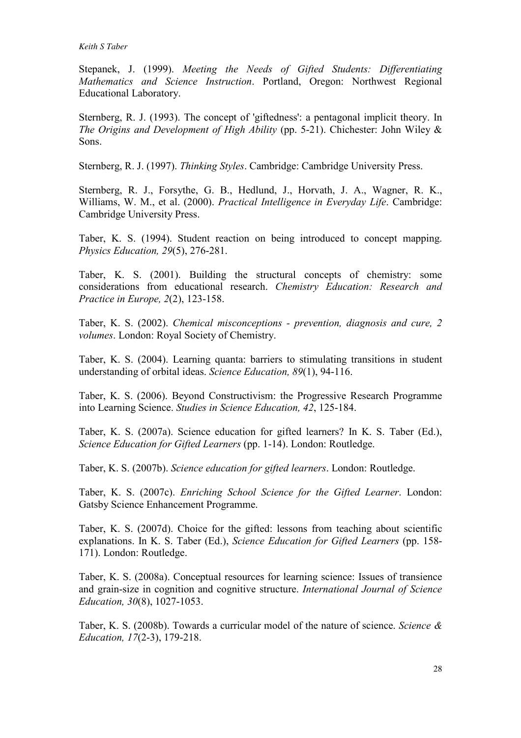Stepanek, J. (1999). *Meeting the Needs of Gifted Students: Differentiating Mathematics and Science Instruction*. Portland, Oregon: Northwest Regional Educational Laboratory.

Sternberg, R. J. (1993). The concept of 'giftedness': a pentagonal implicit theory. In *The Origins and Development of High Ability* (pp. 5-21). Chichester: John Wiley & Sons.

Sternberg, R. J. (1997). *Thinking Styles*. Cambridge: Cambridge University Press.

Sternberg, R. J., Forsythe, G. B., Hedlund, J., Horvath, J. A., Wagner, R. K., Williams, W. M., et al. (2000). *Practical Intelligence in Everyday Life*. Cambridge: Cambridge University Press.

Taber, K. S. (1994). Student reaction on being introduced to concept mapping. *Physics Education, 29*(5), 276-281.

Taber, K. S. (2001). Building the structural concepts of chemistry: some considerations from educational research. *Chemistry Education: Research and Practice in Europe, 2*(2), 123-158.

Taber, K. S. (2002). *Chemical misconceptions - prevention, diagnosis and cure, 2 volumes*. London: Royal Society of Chemistry.

Taber, K. S. (2004). Learning quanta: barriers to stimulating transitions in student understanding of orbital ideas. *Science Education, 89*(1), 94-116.

Taber, K. S. (2006). Beyond Constructivism: the Progressive Research Programme into Learning Science. *Studies in Science Education, 42*, 125-184.

Taber, K. S. (2007a). Science education for gifted learners? In K. S. Taber (Ed.), *Science Education for Gifted Learners* (pp. 1-14). London: Routledge.

Taber, K. S. (2007b). *Science education for gifted learners*. London: Routledge.

Taber, K. S. (2007c). *Enriching School Science for the Gifted Learner*. London: Gatsby Science Enhancement Programme.

Taber, K. S. (2007d). Choice for the gifted: lessons from teaching about scientific explanations. In K. S. Taber (Ed.), *Science Education for Gifted Learners* (pp. 158-171). London: Routledge.

Taber, K. S. (2008a). Conceptual resources for learning science: Issues of transience and grain-size in cognition and cognitive structure. *International Journal of Science Education, 30*(8), 1027-1053.

Taber, K. S. (2008b). Towards a curricular model of the nature of science. *Science & Education, 17*(2-3), 179-218.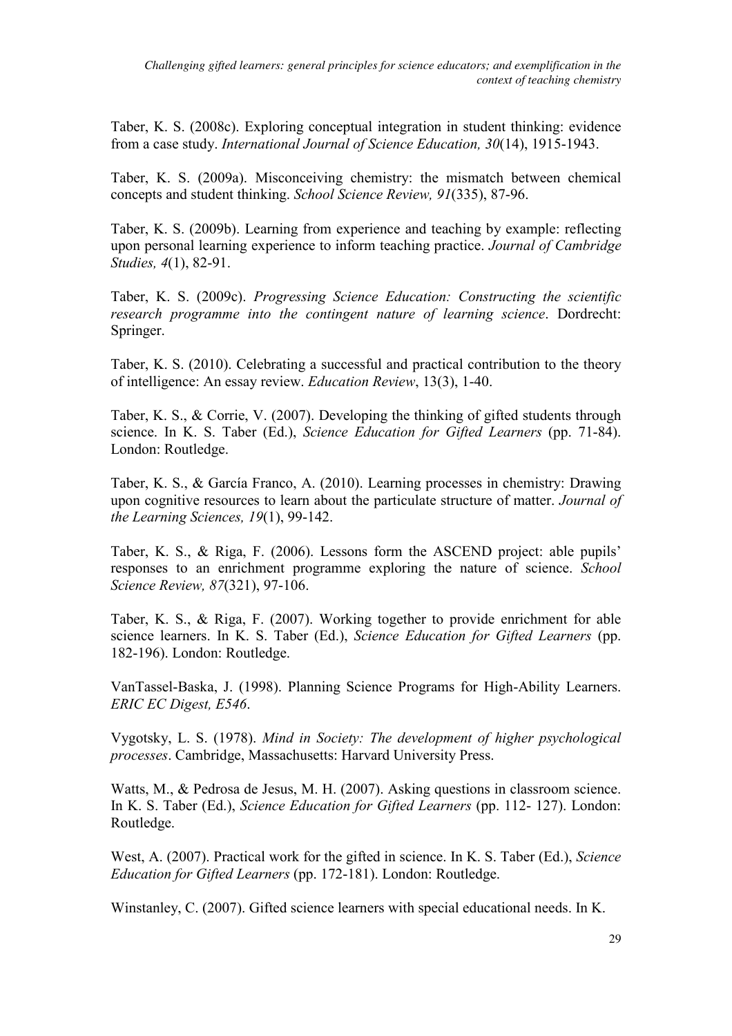Taber, K. S. (2008c). Exploring conceptual integration in student thinking: evidence from a case study. *International Journal of Science Education, 30*(14), 1915-1943.

Taber, K. S. (2009a). Misconceiving chemistry: the mismatch between chemical concepts and student thinking. *School Science Review, 91*(335), 87-96.

Taber, K. S. (2009b). Learning from experience and teaching by example: reflecting upon personal learning experience to inform teaching practice. *Journal of Cambridge Studies, 4*(1), 82-91.

Taber, K. S. (2009c). *Progressing Science Education: Constructing the scientific research programme into the contingent nature of learning science*. Dordrecht: Springer.

Taber, K. S. (2010). Celebrating a successful and practical contribution to the theory of intelligence: An essay review. *Education Review*, 13(3), 1-40.

Taber, K. S., & Corrie, V. (2007). Developing the thinking of gifted students through science. In K. S. Taber (Ed.), *Science Education for Gifted Learners* (pp. 71-84). London: Routledge.

Taber, K. S., & García Franco, A. (2010). Learning processes in chemistry: Drawing upon cognitive resources to learn about the particulate structure of matter. *Journal of the Learning Sciences, 19*(1), 99-142.

Taber, K. S., & Riga, F. (2006). Lessons form the ASCEND project: able pupils' responses to an enrichment programme exploring the nature of science. *School Science Review, 87*(321), 97-106.

Taber, K. S., & Riga, F. (2007). Working together to provide enrichment for able science learners. In K. S. Taber (Ed.), *Science Education for Gifted Learners* (pp. 182-196). London: Routledge.

VanTassel-Baska, J. (1998). Planning Science Programs for High-Ability Learners. *ERIC EC Digest, E546*.

Vygotsky, L. S. (1978). *Mind in Society: The development of higher psychological processes*. Cambridge, Massachusetts: Harvard University Press.

Watts, M., & Pedrosa de Jesus, M. H. (2007). Asking questions in classroom science. In K. S. Taber (Ed.), *Science Education for Gifted Learners* (pp. 112- 127). London: Routledge.

West, A. (2007). Practical work for the gifted in science. In K. S. Taber (Ed.), *Science Education for Gifted Learners* (pp. 172-181). London: Routledge.

Winstanley, C. (2007). Gifted science learners with special educational needs. In K.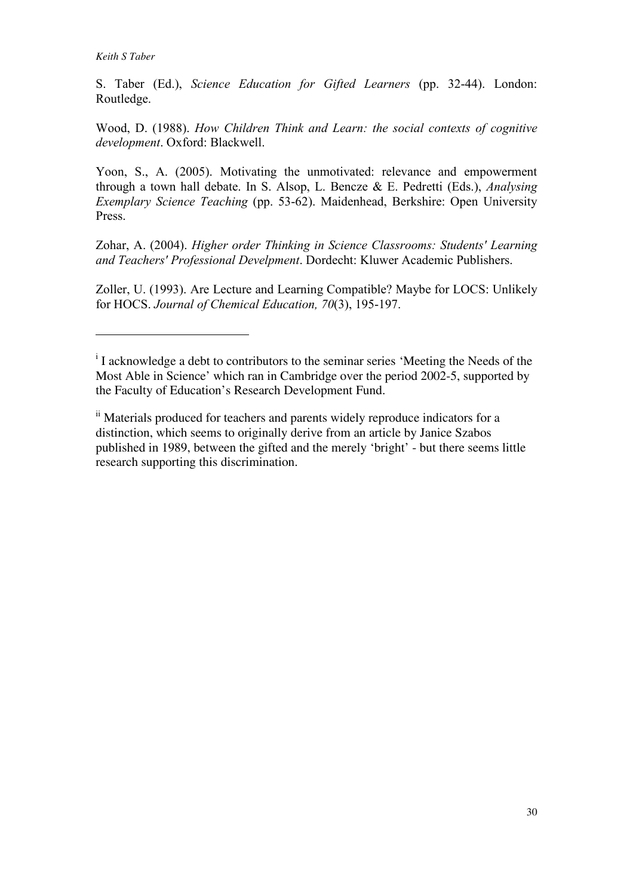S. Taber (Ed.), *Science Education for Gifted Learners* (pp. 32-44). London: Routledge.

Wood, D. (1988). *How Children Think and Learn: the social contexts of cognitive development*. Oxford: Blackwell.

Yoon, S., A. (2005). Motivating the unmotivated: relevance and empowerment through a town hall debate. In S. Alsop, L. Bencze & E. Pedretti (Eds.), *Analysing Exemplary Science Teaching* (pp. 53-62). Maidenhead, Berkshire: Open University Press.

Zohar, A. (2004). *Higher order Thinking in Science Classrooms: Students' Learning and Teachers' Professional Develpment*. Dordecht: Kluwer Academic Publishers.

Zoller, U. (1993). Are Lecture and Learning Compatible? Maybe for LOCS: Unlikely for HOCS. *Journal of Chemical Education, 70*(3), 195-197.

---

[i] I acknowledge a debt to contributors to the seminar series 'Meeting the Needs of the Most Able in Science' which ran in Cambridge over the period 2002-5, supported by the Faculty of Education's Research Development Fund.

[ii] Materials produced for teachers and parents widely reproduce indicators for a distinction, which seems to originally derive from an article by Janice Szabos published in 1989, between the gifted and the merely 'bright' - but there seems little research supporting this discrimination.